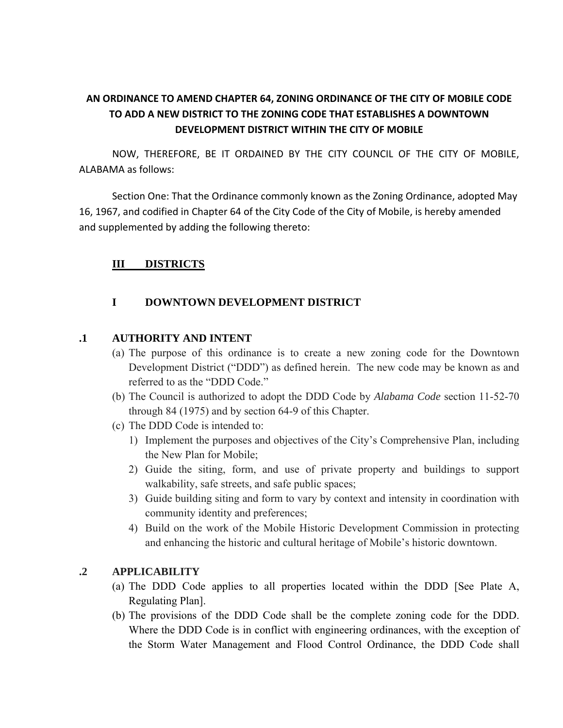# AN ORDINANCE TO AMEND CHAPTER 64, ZONING ORDINANCE OF THE CITY OF MOBILE CODE TO ADD A NEW DISTRICT TO THE ZONING CODE THAT ESTABLISHES A DOWNTOWN DEVELOPMENT DISTRICT WITHIN THE CITY OF MOBILE

NOW, THEREFORE, BE IT ORDAINED BY THE CITY COUNCIL OF THE CITY OF MOBILE, ALABAMA as follows:

Section One: That the Ordinance commonly known as the Zoning Ordinance, adopted May 16, 1967, and codified in Chapter 64 of the City Code of the City of Mobile, is hereby amended and supplemented by adding the following thereto:

## III DISTRICTS

## I DOWNTOWN DEVELOPMENT DISTRICT

### .1 AUTHORITY AND INTENT

(a) The purpose of this ordinance is to create a new zoning code for the Downtown Development District ("DDD") as defined herein. The new code may be known as and referred to as the "DDD Code."

(b) The Council is authorized to adopt the DDD Code by *Alabama Code* section 11-52-70 through 84 (1975) and by section 64-9 of this Chapter.

(c) The DDD Code is intended to:

1) Implement the purposes and objectives of the City's Comprehensive Plan, including the New Plan for Mobile;
2) Guide the siting, form, and use of private property and buildings to support walkability, safe streets, and safe public spaces;
3) Guide building siting and form to vary by context and intensity in coordination with community identity and preferences;
4) Build on the work of the Mobile Historic Development Commission in protecting and enhancing the historic and cultural heritage of Mobile's historic downtown.

### .2 APPLICABILITY

(a) The DDD Code applies to all properties located within the DDD [See Plate A, Regulating Plan].

(b) The provisions of the DDD Code shall be the complete zoning code for the DDD. Where the DDD Code is in conflict with engineering ordinances, with the exception of the Storm Water Management and Flood Control Ordinance, the DDD Code shall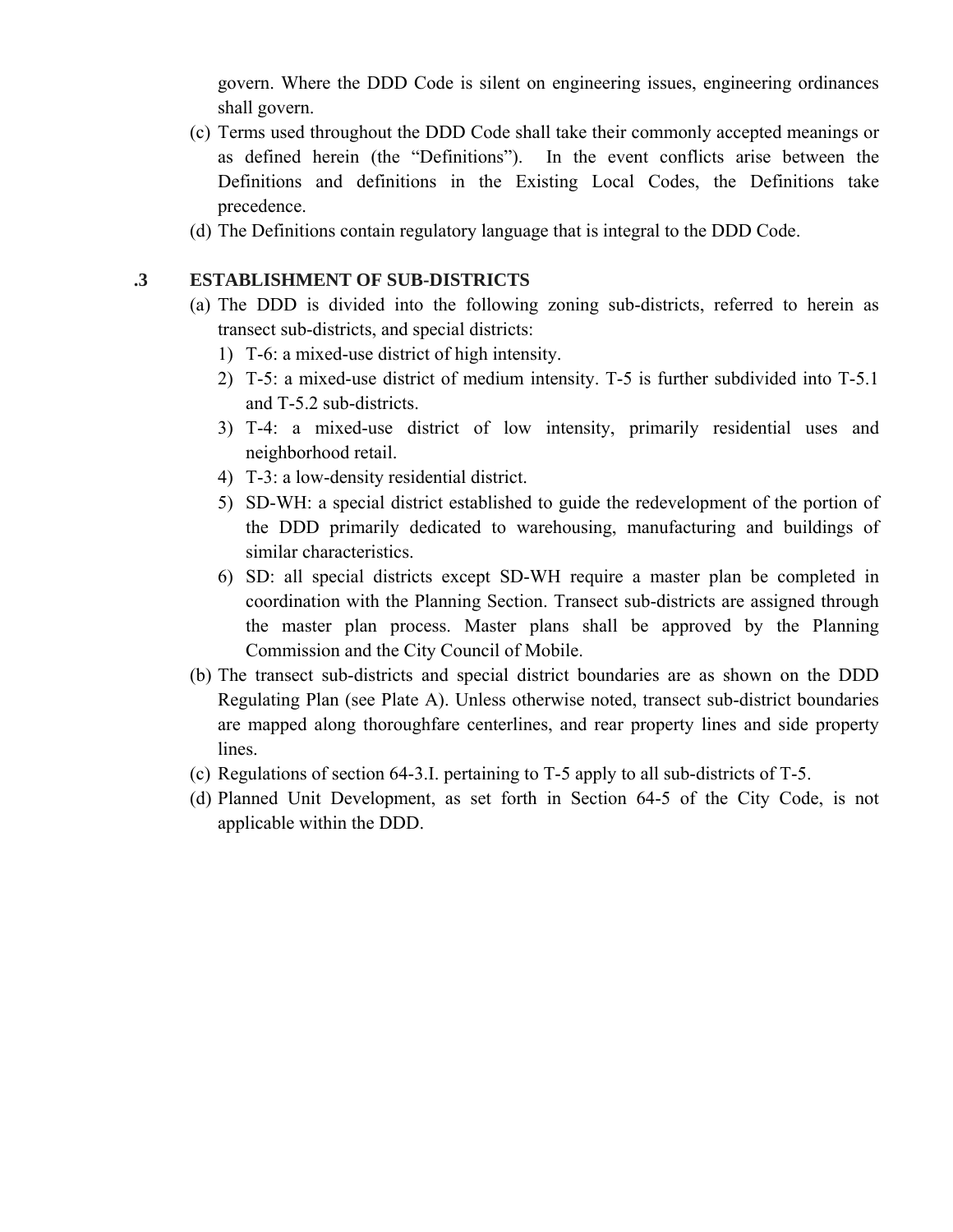govern. Where the DDD Code is silent on engineering issues, engineering ordinances shall govern.

(c) Terms used throughout the DDD Code shall take their commonly accepted meanings or as defined herein (the "Definitions"). In the event conflicts arise between the Definitions and definitions in the Existing Local Codes, the Definitions take precedence.

(d) The Definitions contain regulatory language that is integral to the DDD Code.

## .3 ESTABLISHMENT OF SUB-DISTRICTS

(a) The DDD is divided into the following zoning sub-districts, referred to herein as transect sub-districts, and special districts:

1) T-6: a mixed-use district of high intensity.
2) T-5: a mixed-use district of medium intensity. T-5 is further subdivided into T-5.1 and T-5.2 sub-districts.
3) T-4: a mixed-use district of low intensity, primarily residential uses and neighborhood retail.
4) T-3: a low-density residential district.
5) SD-WH: a special district established to guide the redevelopment of the portion of the DDD primarily dedicated to warehousing, manufacturing and buildings of similar characteristics.
6) SD: all special districts except SD-WH require a master plan be completed in coordination with the Planning Section. Transect sub-districts are assigned through the master plan process. Master plans shall be approved by the Planning Commission and the City Council of Mobile.

(b) The transect sub-districts and special district boundaries are as shown on the DDD Regulating Plan (see Plate A). Unless otherwise noted, transect sub-district boundaries are mapped along thoroughfare centerlines, and rear property lines and side property lines.

(c) Regulations of section 64-3.I. pertaining to T-5 apply to all sub-districts of T-5.

(d) Planned Unit Development, as set forth in Section 64-5 of the City Code, is not applicable within the DDD.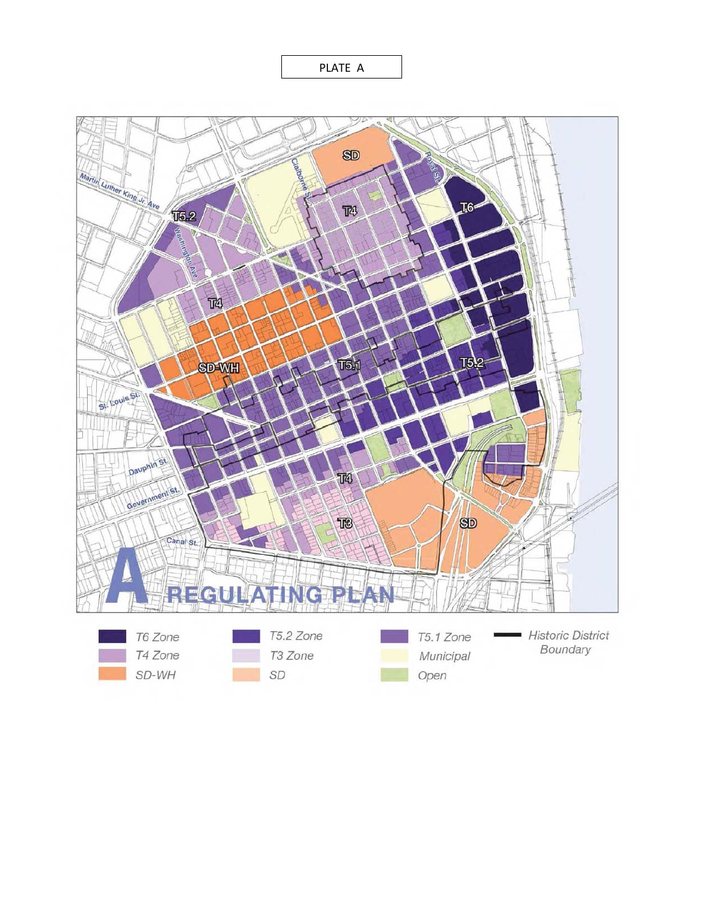PLATE A

A REGULATING PLAN

| | | | |
|---|---|---|---|
| T6 Zone | T5.2 Zone | T5.1 Zone | Historic District Boundary |
| T4 Zone | T3 Zone | Municipal | |
| SD-WH | SD | Open | |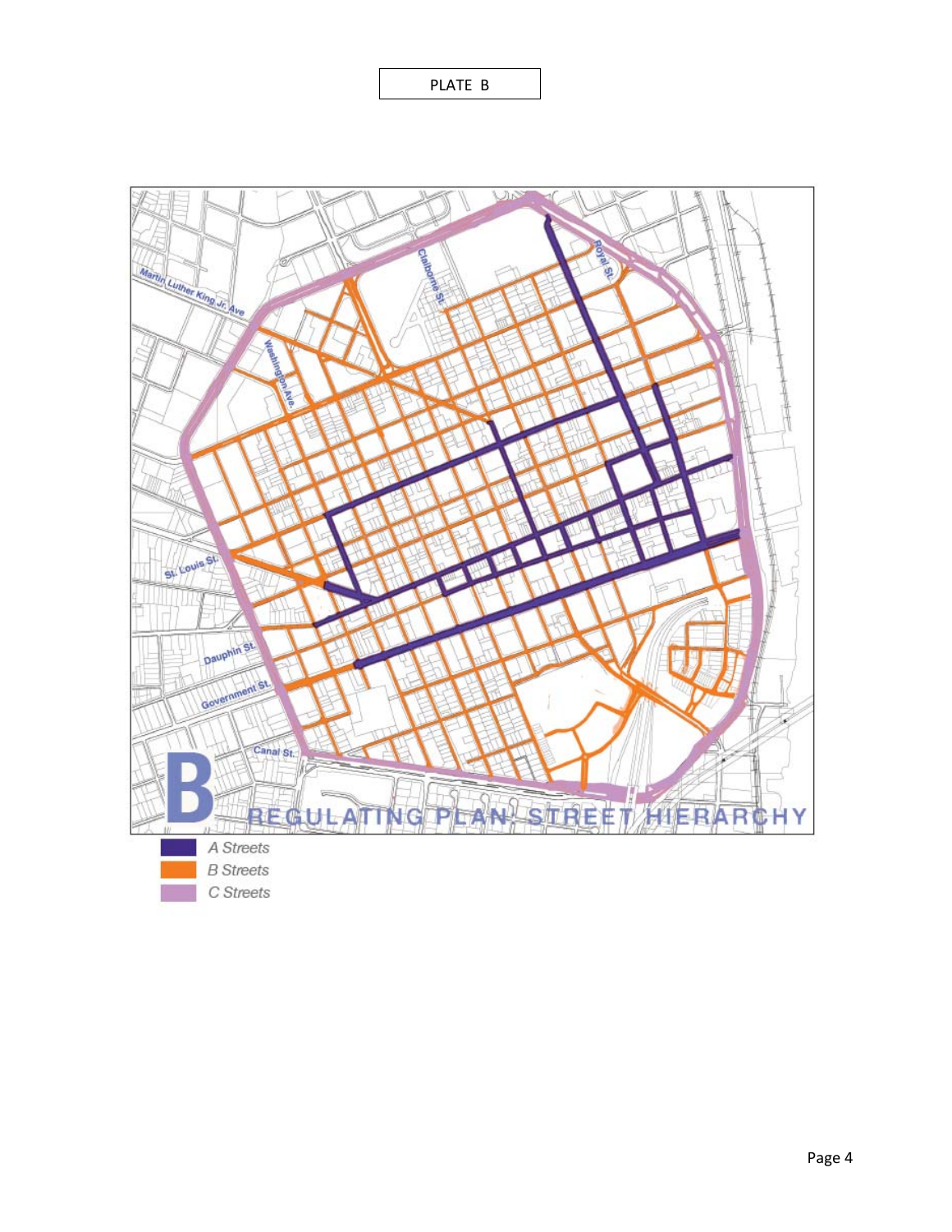PLATE B

B REGULATING PLAN: STREET HIERARCHY

Martin Luther King Jr. Ave

Washington Ave.

Claiborne St.

Royal St.

St. Louis St.

Dauphin St.

Government St.

Canal St.

- A Streets
- B Streets
- C Streets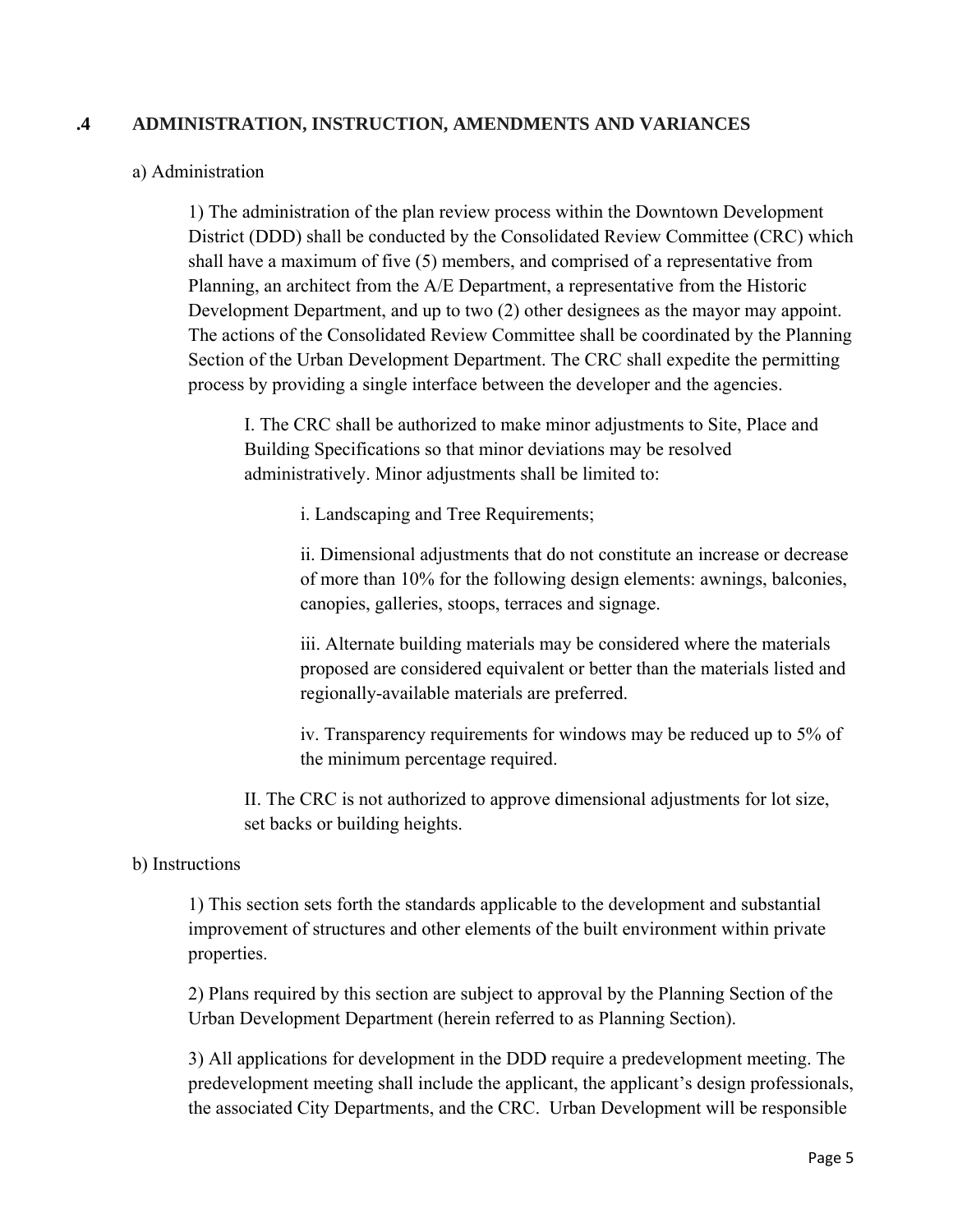## .4 ADMINISTRATION, INSTRUCTION, AMENDMENTS AND VARIANCES

a) Administration

1) The administration of the plan review process within the Downtown Development District (DDD) shall be conducted by the Consolidated Review Committee (CRC) which shall have a maximum of five (5) members, and comprised of a representative from Planning, an architect from the A/E Department, a representative from the Historic Development Department, and up to two (2) other designees as the mayor may appoint. The actions of the Consolidated Review Committee shall be coordinated by the Planning Section of the Urban Development Department. The CRC shall expedite the permitting process by providing a single interface between the developer and the agencies.

I. The CRC shall be authorized to make minor adjustments to Site, Place and Building Specifications so that minor deviations may be resolved administratively. Minor adjustments shall be limited to:

i. Landscaping and Tree Requirements;

ii. Dimensional adjustments that do not constitute an increase or decrease of more than 10% for the following design elements: awnings, balconies, canopies, galleries, stoops, terraces and signage.

iii. Alternate building materials may be considered where the materials proposed are considered equivalent or better than the materials listed and regionally-available materials are preferred.

iv. Transparency requirements for windows may be reduced up to 5% of the minimum percentage required.

II. The CRC is not authorized to approve dimensional adjustments for lot size, set backs or building heights.

b) Instructions

1) This section sets forth the standards applicable to the development and substantial improvement of structures and other elements of the built environment within private properties.

2) Plans required by this section are subject to approval by the Planning Section of the Urban Development Department (herein referred to as Planning Section).

3) All applications for development in the DDD require a predevelopment meeting. The predevelopment meeting shall include the applicant, the applicant's design professionals, the associated City Departments, and the CRC. Urban Development will be responsible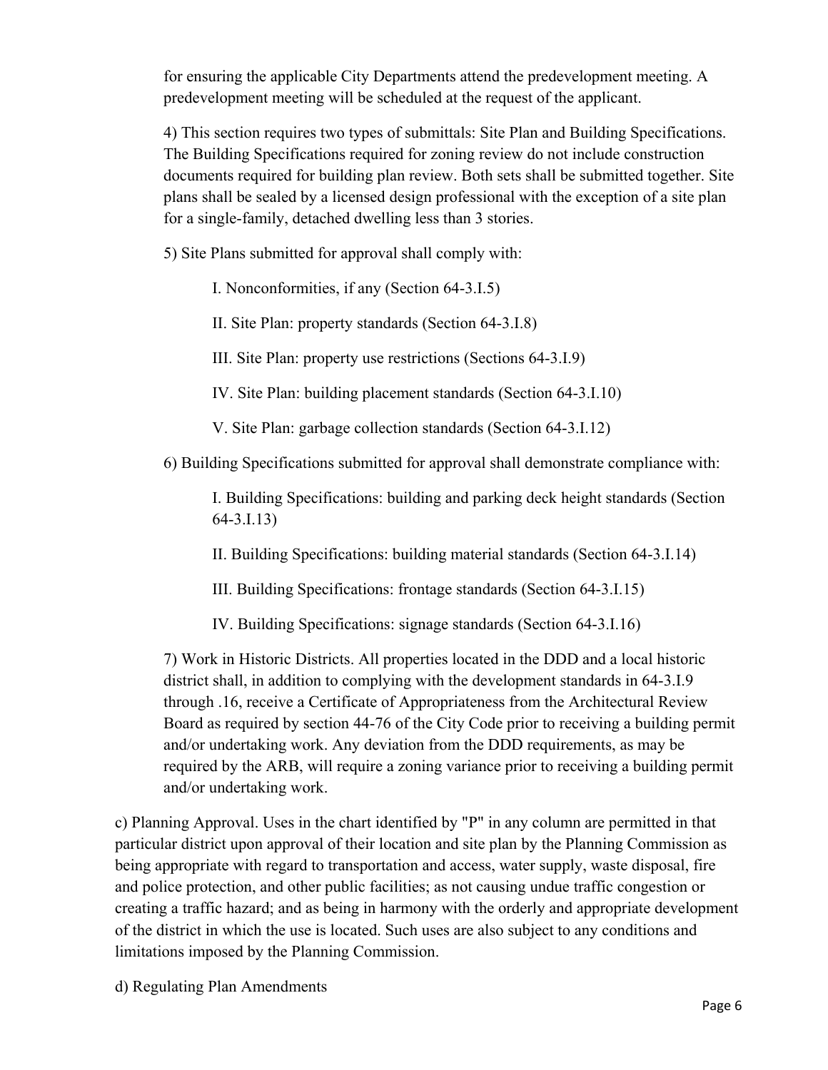for ensuring the applicable City Departments attend the predevelopment meeting. A predevelopment meeting will be scheduled at the request of the applicant.

4) This section requires two types of submittals: Site Plan and Building Specifications. The Building Specifications required for zoning review do not include construction documents required for building plan review. Both sets shall be submitted together. Site plans shall be sealed by a licensed design professional with the exception of a site plan for a single-family, detached dwelling less than 3 stories.

5) Site Plans submitted for approval shall comply with:

I. Nonconformities, if any (Section 64-3.I.5)

II. Site Plan: property standards (Section 64-3.I.8)

III. Site Plan: property use restrictions (Sections 64-3.I.9)

IV. Site Plan: building placement standards (Section 64-3.I.10)

V. Site Plan: garbage collection standards (Section 64-3.I.12)

6) Building Specifications submitted for approval shall demonstrate compliance with:

I. Building Specifications: building and parking deck height standards (Section 64-3.I.13)

II. Building Specifications: building material standards (Section 64-3.I.14)

III. Building Specifications: frontage standards (Section 64-3.I.15)

IV. Building Specifications: signage standards (Section 64-3.I.16)

7) Work in Historic Districts. All properties located in the DDD and a local historic district shall, in addition to complying with the development standards in 64-3.I.9 through .16, receive a Certificate of Appropriateness from the Architectural Review Board as required by section 44-76 of the City Code prior to receiving a building permit and/or undertaking work. Any deviation from the DDD requirements, as may be required by the ARB, will require a zoning variance prior to receiving a building permit and/or undertaking work.

c) Planning Approval. Uses in the chart identified by "P" in any column are permitted in that particular district upon approval of their location and site plan by the Planning Commission as being appropriate with regard to transportation and access, water supply, waste disposal, fire and police protection, and other public facilities; as not causing undue traffic congestion or creating a traffic hazard; and as being in harmony with the orderly and appropriate development of the district in which the use is located. Such uses are also subject to any conditions and limitations imposed by the Planning Commission.

d) Regulating Plan Amendments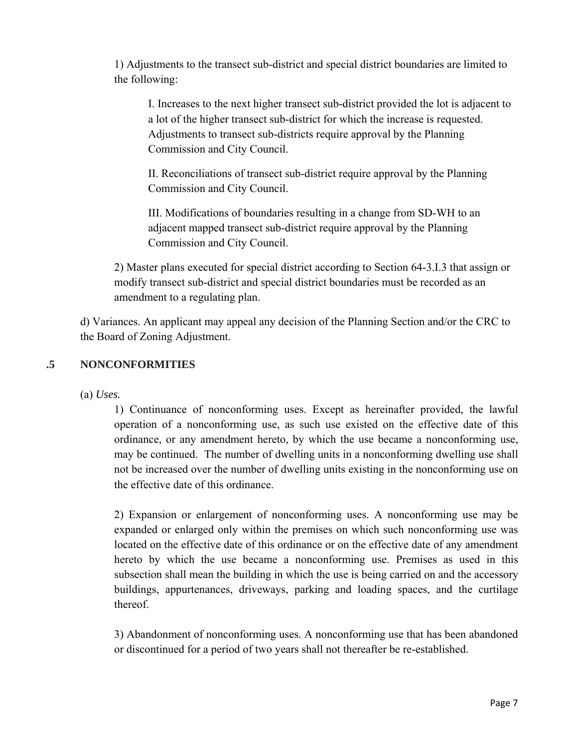1) Adjustments to the transect sub-district and special district boundaries are limited to the following:

I. Increases to the next higher transect sub-district provided the lot is adjacent to a lot of the higher transect sub-district for which the increase is requested. Adjustments to transect sub-districts require approval by the Planning Commission and City Council.

II. Reconciliations of transect sub-district require approval by the Planning Commission and City Council.

III. Modifications of boundaries resulting in a change from SD-WH to an adjacent mapped transect sub-district require approval by the Planning Commission and City Council.

2) Master plans executed for special district according to Section 64-3.I.3 that assign or modify transect sub-district and special district boundaries must be recorded as an amendment to a regulating plan.

d) Variances. An applicant may appeal any decision of the Planning Section and/or the CRC to the Board of Zoning Adjustment.

## .5 NONCONFORMITIES

(a) *Uses.*

1) Continuance of nonconforming uses. Except as hereinafter provided, the lawful operation of a nonconforming use, as such use existed on the effective date of this ordinance, or any amendment hereto, by which the use became a nonconforming use, may be continued. The number of dwelling units in a nonconforming dwelling use shall not be increased over the number of dwelling units existing in the nonconforming use on the effective date of this ordinance.

2) Expansion or enlargement of nonconforming uses. A nonconforming use may be expanded or enlarged only within the premises on which such nonconforming use was located on the effective date of this ordinance or on the effective date of any amendment hereto by which the use became a nonconforming use. Premises as used in this subsection shall mean the building in which the use is being carried on and the accessory buildings, appurtenances, driveways, parking and loading spaces, and the curtilage thereof.

3) Abandonment of nonconforming uses. A nonconforming use that has been abandoned or discontinued for a period of two years shall not thereafter be re-established.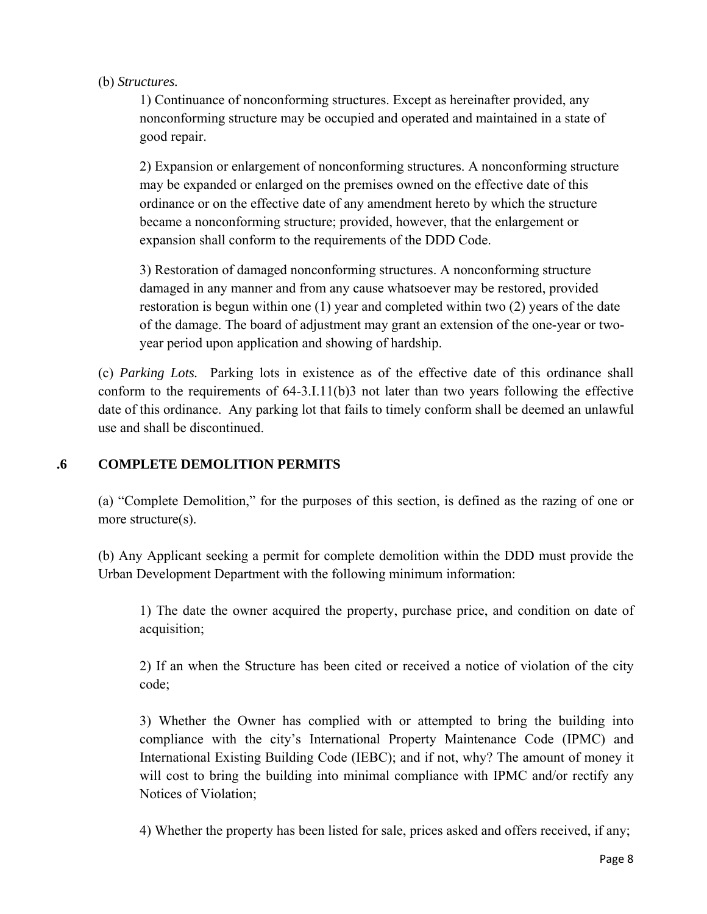(b) *Structures.*

1) Continuance of nonconforming structures. Except as hereinafter provided, any nonconforming structure may be occupied and operated and maintained in a state of good repair.

2) Expansion or enlargement of nonconforming structures. A nonconforming structure may be expanded or enlarged on the premises owned on the effective date of this ordinance or on the effective date of any amendment hereto by which the structure became a nonconforming structure; provided, however, that the enlargement or expansion shall conform to the requirements of the DDD Code.

3) Restoration of damaged nonconforming structures. A nonconforming structure damaged in any manner and from any cause whatsoever may be restored, provided restoration is begun within one (1) year and completed within two (2) years of the date of the damage. The board of adjustment may grant an extension of the one-year or two-year period upon application and showing of hardship.

(c) *Parking Lots.* Parking lots in existence as of the effective date of this ordinance shall conform to the requirements of 64-3.I.11(b)3 not later than two years following the effective date of this ordinance. Any parking lot that fails to timely conform shall be deemed an unlawful use and shall be discontinued.

## .6 COMPLETE DEMOLITION PERMITS

(a) "Complete Demolition," for the purposes of this section, is defined as the razing of one or more structure(s).

(b) Any Applicant seeking a permit for complete demolition within the DDD must provide the Urban Development Department with the following minimum information:

1) The date the owner acquired the property, purchase price, and condition on date of acquisition;

2) If an when the Structure has been cited or received a notice of violation of the city code;

3) Whether the Owner has complied with or attempted to bring the building into compliance with the city's International Property Maintenance Code (IPMC) and International Existing Building Code (IEBC); and if not, why? The amount of money it will cost to bring the building into minimal compliance with IPMC and/or rectify any Notices of Violation;

4) Whether the property has been listed for sale, prices asked and offers received, if any;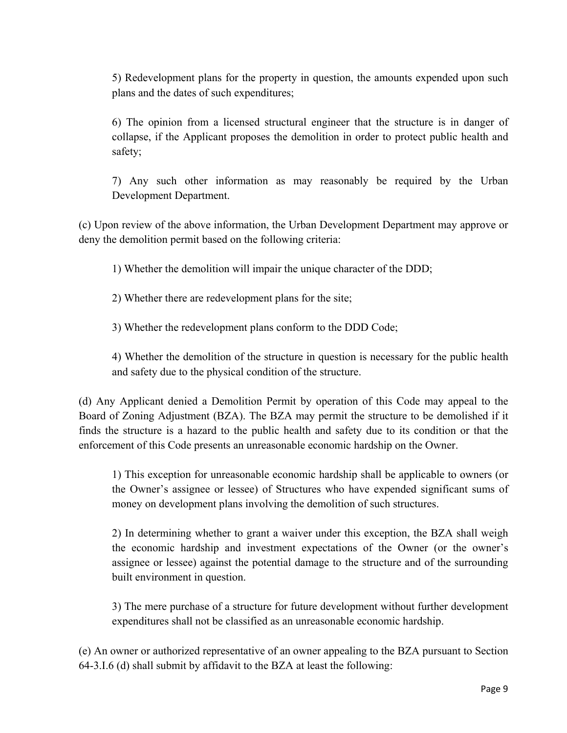5) Redevelopment plans for the property in question, the amounts expended upon such plans and the dates of such expenditures;

6) The opinion from a licensed structural engineer that the structure is in danger of collapse, if the Applicant proposes the demolition in order to protect public health and safety;

7) Any such other information as may reasonably be required by the Urban Development Department.

(c) Upon review of the above information, the Urban Development Department may approve or deny the demolition permit based on the following criteria:

1) Whether the demolition will impair the unique character of the DDD;

2) Whether there are redevelopment plans for the site;

3) Whether the redevelopment plans conform to the DDD Code;

4) Whether the demolition of the structure in question is necessary for the public health and safety due to the physical condition of the structure.

(d) Any Applicant denied a Demolition Permit by operation of this Code may appeal to the Board of Zoning Adjustment (BZA). The BZA may permit the structure to be demolished if it finds the structure is a hazard to the public health and safety due to its condition or that the enforcement of this Code presents an unreasonable economic hardship on the Owner.

1) This exception for unreasonable economic hardship shall be applicable to owners (or the Owner's assignee or lessee) of Structures who have expended significant sums of money on development plans involving the demolition of such structures.

2) In determining whether to grant a waiver under this exception, the BZA shall weigh the economic hardship and investment expectations of the Owner (or the owner's assignee or lessee) against the potential damage to the structure and of the surrounding built environment in question.

3) The mere purchase of a structure for future development without further development expenditures shall not be classified as an unreasonable economic hardship.

(e) An owner or authorized representative of an owner appealing to the BZA pursuant to Section 64-3.I.6 (d) shall submit by affidavit to the BZA at least the following: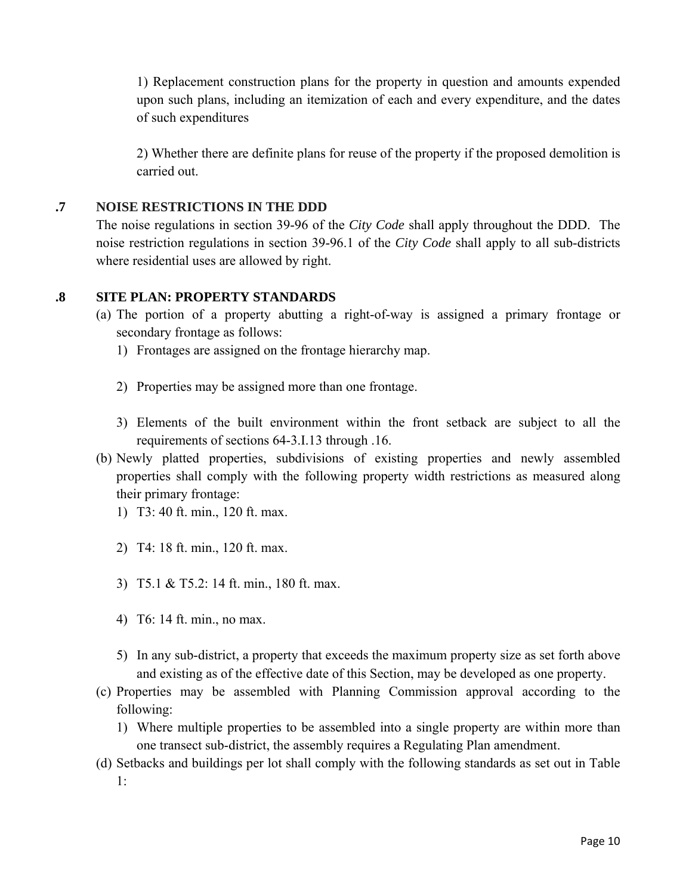1) Replacement construction plans for the property in question and amounts expended upon such plans, including an itemization of each and every expenditure, and the dates of such expenditures

2) Whether there are definite plans for reuse of the property if the proposed demolition is carried out.

### .7 NOISE RESTRICTIONS IN THE DDD

The noise regulations in section 39-96 of the *City Code* shall apply throughout the DDD. The noise restriction regulations in section 39-96.1 of the *City Code* shall apply to all sub-districts where residential uses are allowed by right.

### .8 SITE PLAN: PROPERTY STANDARDS

(a) The portion of a property abutting a right-of-way is assigned a primary frontage or secondary frontage as follows:

1) Frontages are assigned on the frontage hierarchy map.

2) Properties may be assigned more than one frontage.

3) Elements of the built environment within the front setback are subject to all the requirements of sections 64-3.I.13 through .16.

(b) Newly platted properties, subdivisions of existing properties and newly assembled properties shall comply with the following property width restrictions as measured along their primary frontage:

1) T3: 40 ft. min., 120 ft. max.

2) T4: 18 ft. min., 120 ft. max.

3) T5.1 & T5.2: 14 ft. min., 180 ft. max.

4) T6: 14 ft. min., no max.

5) In any sub-district, a property that exceeds the maximum property size as set forth above and existing as of the effective date of this Section, may be developed as one property.

(c) Properties may be assembled with Planning Commission approval according to the following:

1) Where multiple properties to be assembled into a single property are within more than one transect sub-district, the assembly requires a Regulating Plan amendment.

(d) Setbacks and buildings per lot shall comply with the following standards as set out in Table 1: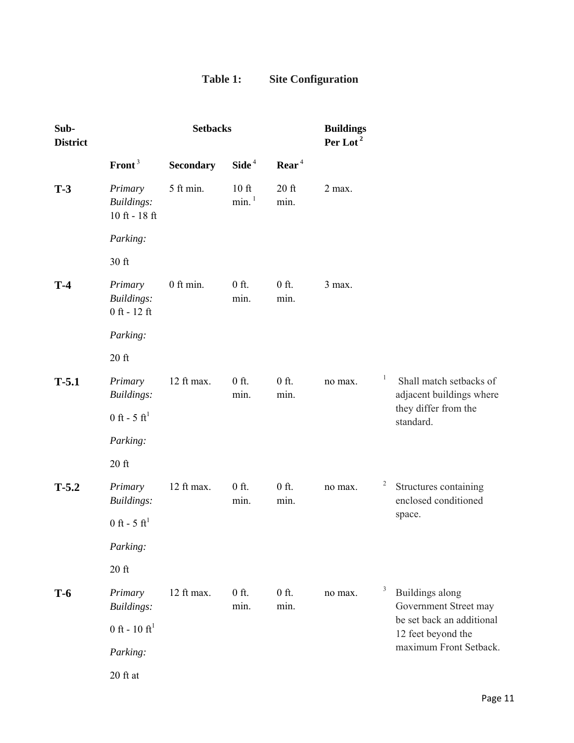## Table 1: Site Configuration

| Sub-District | Setbacks | | | | Buildings Per Lot[2] |
|---|---|---|---|---|---|
| | Front[3] | Secondary | Side[4] | Rear[4] | |
| **T-3** | *Primary Buildings:* 10 ft - 18 ft<br>*Parking:*<br>30 ft | 5 ft min. | 10 ft min.[1] | 20 ft min. | 2 max. |
| **T-4** | *Primary Buildings:* 0 ft - 12 ft<br>*Parking:*<br>20 ft | 0 ft min. | 0 ft. min. | 0 ft. min. | 3 max. |
| **T-5.1** | *Primary Buildings:*<br>0 ft - 5 ft[1]<br>*Parking:*<br>20 ft | 12 ft max. | 0 ft. min. | 0 ft. min. | no max. |
| **T-5.2** | *Primary Buildings:*<br>0 ft - 5 ft[1]<br>*Parking:*<br>20 ft | 12 ft max. | 0 ft. min. | 0 ft. min. | no max. |
| **T-6** | *Primary Buildings:*<br>0 ft - 10 ft[1]<br>*Parking:*<br>20 ft at | 12 ft max. | 0 ft. min. | 0 ft. min. | no max. |

[1] Shall match setbacks of adjacent buildings where they differ from the standard.

[2] Structures containing enclosed conditioned space.

[3] Buildings along Government Street may be set back an additional 12 feet beyond the maximum Front Setback.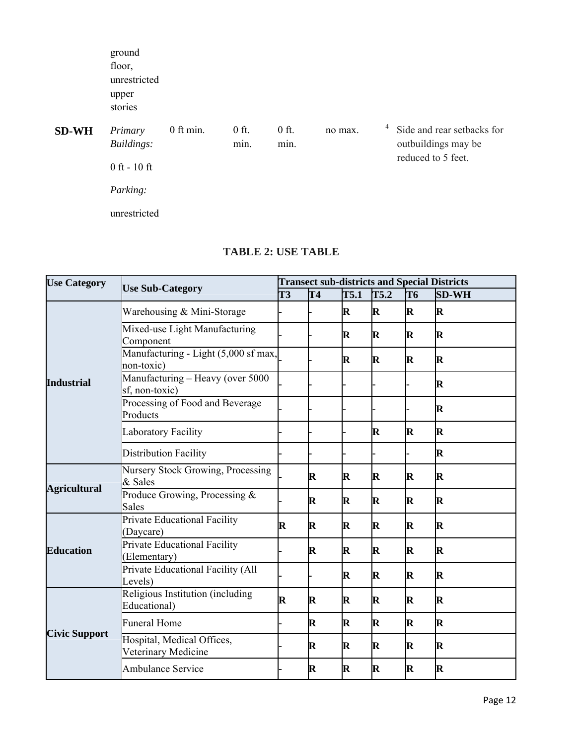| | ground floor, unrestricted upper stories | | | | | | |
|---|---|---|---|---|---|---|---|
| **SD-WH** | *Primary Buildings:* 0 ft - 10 ft *Parking:* unrestricted | 0 ft min. | 0 ft. min. | 0 ft. min. | no max. | [4] | Side and rear setbacks for outbuildings may be reduced to 5 feet. |

## TABLE 2: USE TABLE

| Use Category | Use Sub-Category | Transect sub-districts and Special Districts | | | | | |
|---|---|---|---|---|---|---|---|
| | | T3 | T4 | T5.1 | T5.2 | T6 | SD-WH |
| **Industrial** | Warehousing & Mini-Storage | - | - | **R** | **R** | **R** | **R** |
| | Mixed-use Light Manufacturing Component | - | - | **R** | **R** | **R** | **R** |
| | Manufacturing - Light (5,000 sf max, non-toxic) | - | - | **R** | **R** | **R** | **R** |
| | Manufacturing – Heavy (over 5000 sf, non-toxic) | - | - | - | - | - | **R** |
| | Processing of Food and Beverage Products | - | - | - | - | - | **R** |
| | Laboratory Facility | - | - | - | **R** | **R** | **R** |
| | Distribution Facility | - | - | - | - | - | **R** |
| **Agricultural** | Nursery Stock Growing, Processing & Sales | - | **R** | **R** | **R** | **R** | **R** |
| | Produce Growing, Processing & Sales | - | **R** | **R** | **R** | **R** | **R** |
| **Education** | Private Educational Facility (Daycare) | **R** | **R** | **R** | **R** | **R** | **R** |
| | Private Educational Facility (Elementary) | - | **R** | **R** | **R** | **R** | **R** |
| | Private Educational Facility (All Levels) | - | - | **R** | **R** | **R** | **R** |
| **Civic Support** | Religious Institution (including Educational) | **R** | **R** | **R** | **R** | **R** | **R** |
| | Funeral Home | - | **R** | **R** | **R** | **R** | **R** |
| | Hospital, Medical Offices, Veterinary Medicine | - | **R** | **R** | **R** | **R** | **R** |
| | Ambulance Service | - | **R** | **R** | **R** | **R** | **R** |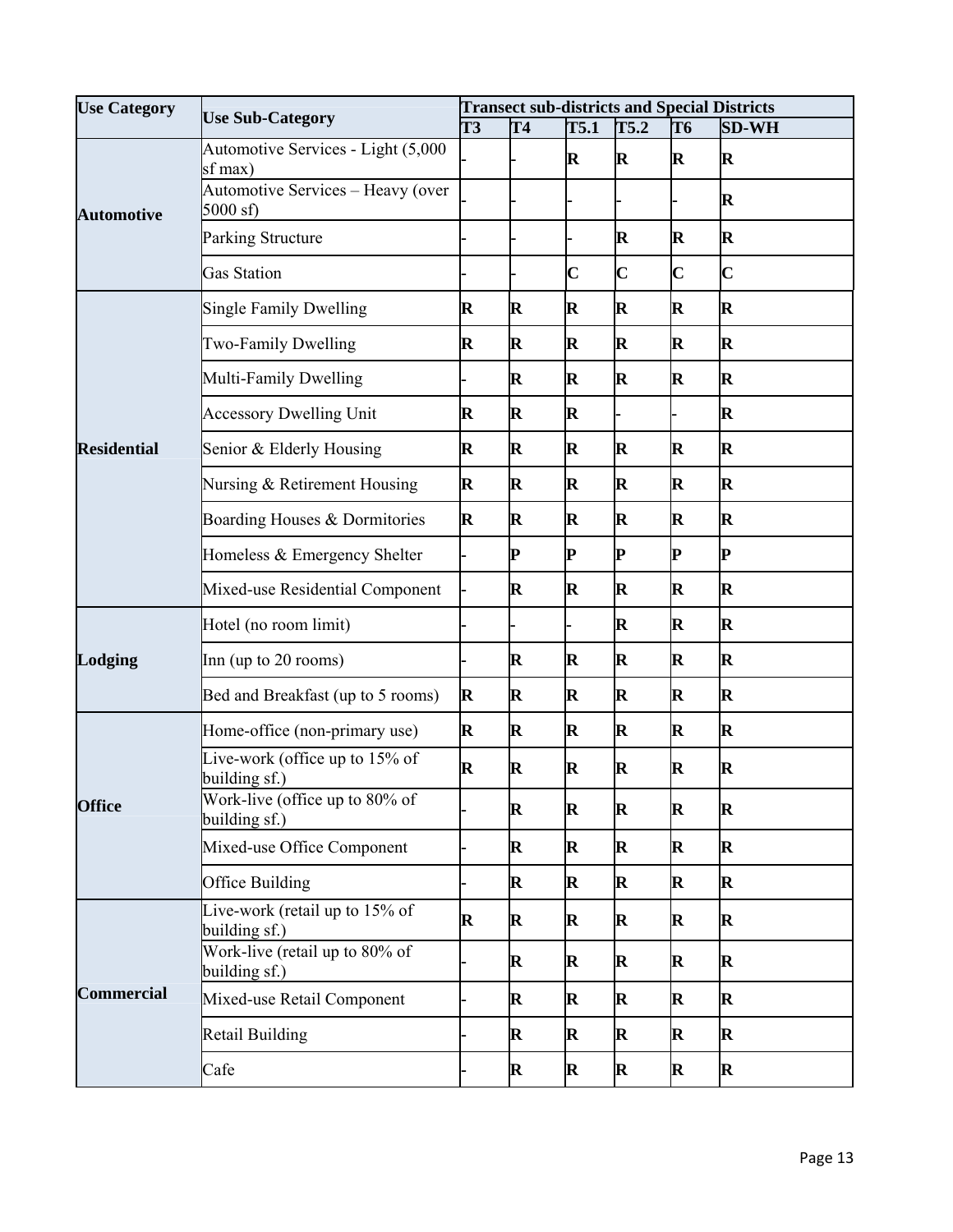| Use Category | Use Sub-Category | Transect sub-districts and Special Districts | | | | | |
|---|---|---|---|---|---|---|---|
| | | T3 | T4 | T5.1 | T5.2 | T6 | SD-WH |
| Automotive | Automotive Services - Light (5,000 sf max) | - | - | R | R | R | R |
| | Automotive Services – Heavy (over 5000 sf) | - | - | - | - | - | R |
| | Parking Structure | - | - | - | R | R | R |
| | Gas Station | - | - | C | C | C | C |
| Residential | Single Family Dwelling | R | R | R | R | R | R |
| | Two-Family Dwelling | R | R | R | R | R | R |
| | Multi-Family Dwelling | - | R | R | R | R | R |
| | Accessory Dwelling Unit | R | R | R | - | - | R |
| | Senior & Elderly Housing | R | R | R | R | R | R |
| | Nursing & Retirement Housing | R | R | R | R | R | R |
| | Boarding Houses & Dormitories | R | R | R | R | R | R |
| | Homeless & Emergency Shelter | - | P | P | P | P | P |
| | Mixed-use Residential Component | - | R | R | R | R | R |
| Lodging | Hotel (no room limit) | - | - | - | R | R | R |
| | Inn (up to 20 rooms) | - | R | R | R | R | R |
| | Bed and Breakfast (up to 5 rooms) | R | R | R | R | R | R |
| Office | Home-office (non-primary use) | R | R | R | R | R | R |
| | Live-work (office up to 15% of building sf.) | R | R | R | R | R | R |
| | Work-live (office up to 80% of building sf.) | - | R | R | R | R | R |
| | Mixed-use Office Component | - | R | R | R | R | R |
| | Office Building | - | R | R | R | R | R |
| Commercial | Live-work (retail up to 15% of building sf.) | R | R | R | R | R | R |
| | Work-live (retail up to 80% of building sf.) | - | R | R | R | R | R |
| | Mixed-use Retail Component | - | R | R | R | R | R |
| | Retail Building | - | R | R | R | R | R |
| | Cafe | - | R | R | R | R | R |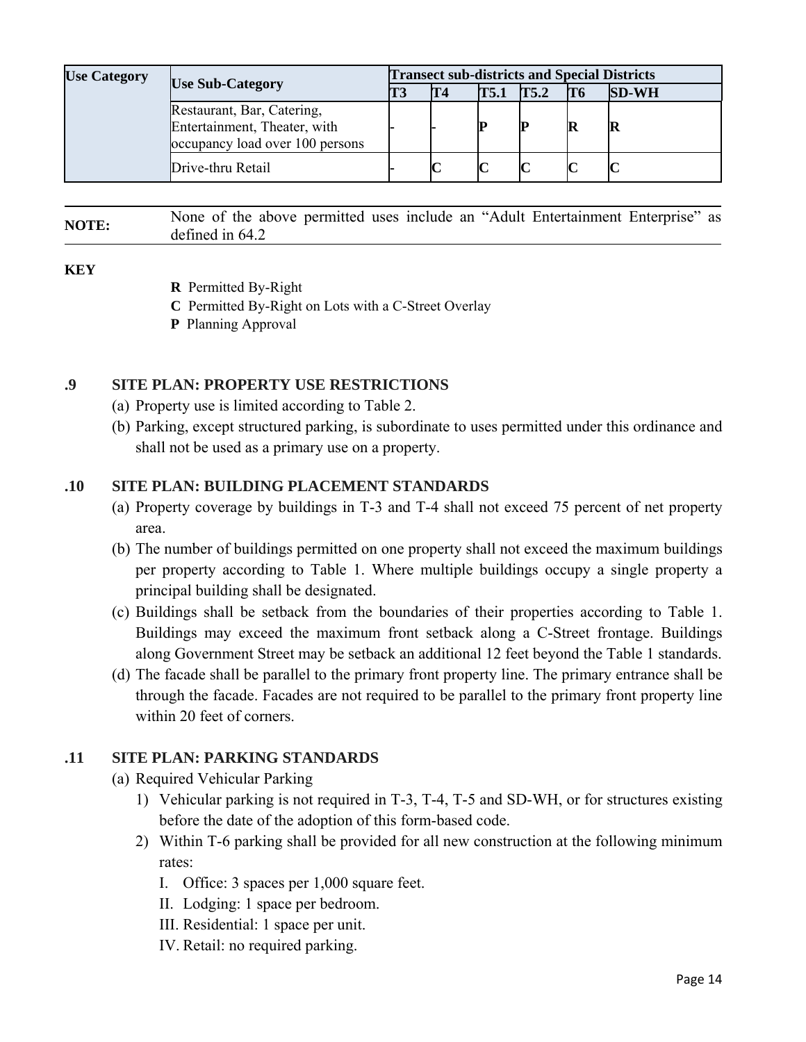| Use Category | Use Sub-Category | Transect sub-districts and Special Districts | | | | | |
|---|---|---|---|---|---|---|---|
| | | T3 | T4 | T5.1 | T5.2 | T6 | SD-WH |
| | Restaurant, Bar, Catering, Entertainment, Theater, with occupancy load over 100 persons | - | - | **P** | **P** | **R** | **R** |
| | Drive-thru Retail | - | **C** | **C** | **C** | **C** | **C** |

**NOTE:** None of the above permitted uses include an "Adult Entertainment Enterprise" as defined in 64.2

**KEY**

- **R** Permitted By-Right
- **C** Permitted By-Right on Lots with a C-Street Overlay
- **P** Planning Approval

### .9 SITE PLAN: PROPERTY USE RESTRICTIONS

(a) Property use is limited according to Table 2.

(b) Parking, except structured parking, is subordinate to uses permitted under this ordinance and shall not be used as a primary use on a property.

### .10 SITE PLAN: BUILDING PLACEMENT STANDARDS

(a) Property coverage by buildings in T-3 and T-4 shall not exceed 75 percent of net property area.

(b) The number of buildings permitted on one property shall not exceed the maximum buildings per property according to Table 1. Where multiple buildings occupy a single property a principal building shall be designated.

(c) Buildings shall be setback from the boundaries of their properties according to Table 1. Buildings may exceed the maximum front setback along a C-Street frontage. Buildings along Government Street may be setback an additional 12 feet beyond the Table 1 standards.

(d) The facade shall be parallel to the primary front property line. The primary entrance shall be through the facade. Facades are not required to be parallel to the primary front property line within 20 feet of corners.

### .11 SITE PLAN: PARKING STANDARDS

(a) Required Vehicular Parking

1) Vehicular parking is not required in T-3, T-4, T-5 and SD-WH, or for structures existing before the date of the adoption of this form-based code.

2) Within T-6 parking shall be provided for all new construction at the following minimum rates:

   I. Office: 3 spaces per 1,000 square feet.

   II. Lodging: 1 space per bedroom.

   III. Residential: 1 space per unit.

   IV. Retail: no required parking.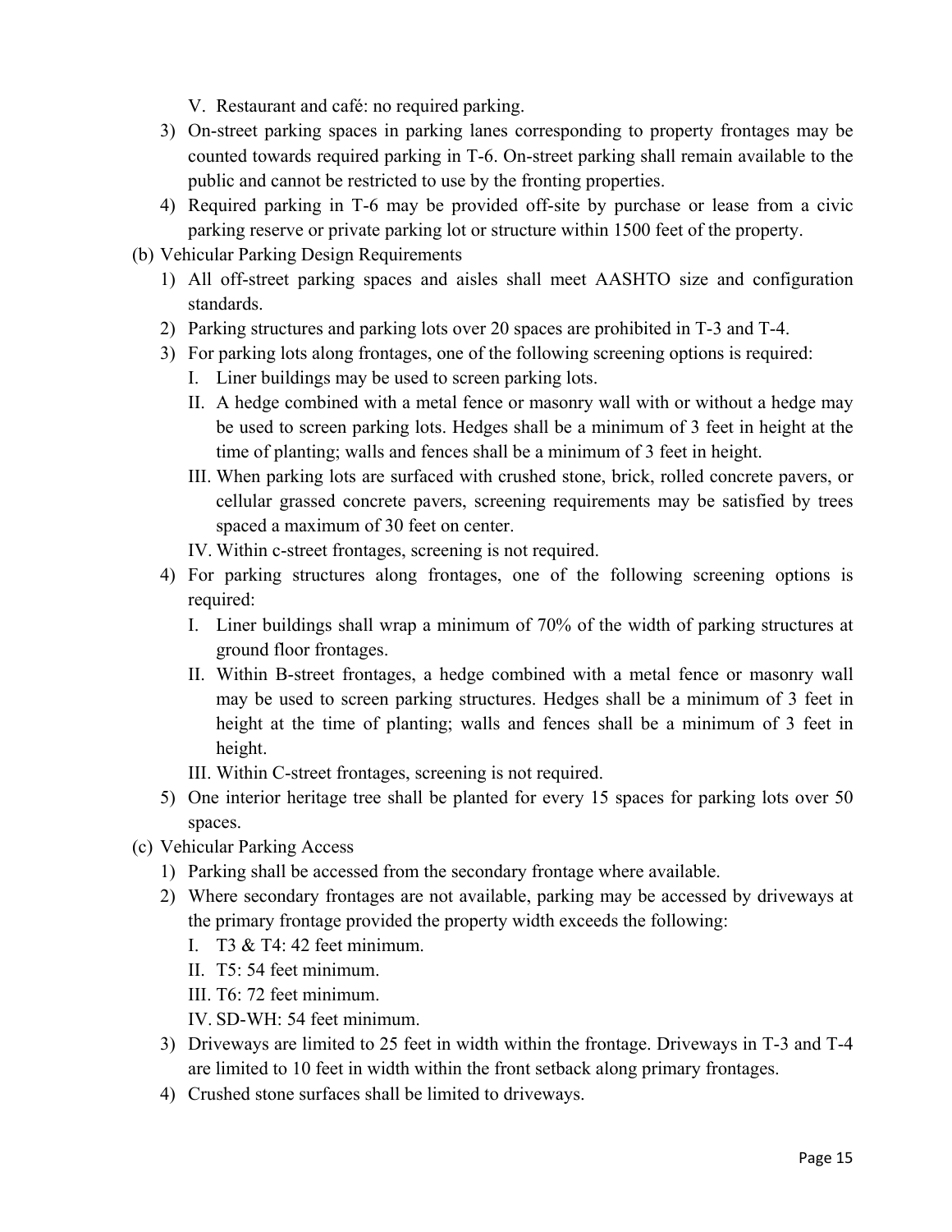V. Restaurant and café: no required parking.

3) On-street parking spaces in parking lanes corresponding to property frontages may be counted towards required parking in T-6. On-street parking shall remain available to the public and cannot be restricted to use by the fronting properties.

4) Required parking in T-6 may be provided off-site by purchase or lease from a civic parking reserve or private parking lot or structure within 1500 feet of the property.

(b) Vehicular Parking Design Requirements

1) All off-street parking spaces and aisles shall meet AASHTO size and configuration standards.

2) Parking structures and parking lots over 20 spaces are prohibited in T-3 and T-4.

3) For parking lots along frontages, one of the following screening options is required:

I. Liner buildings may be used to screen parking lots.

II. A hedge combined with a metal fence or masonry wall with or without a hedge may be used to screen parking lots. Hedges shall be a minimum of 3 feet in height at the time of planting; walls and fences shall be a minimum of 3 feet in height.

III. When parking lots are surfaced with crushed stone, brick, rolled concrete pavers, or cellular grassed concrete pavers, screening requirements may be satisfied by trees spaced a maximum of 30 feet on center.

IV. Within c-street frontages, screening is not required.

4) For parking structures along frontages, one of the following screening options is required:

I. Liner buildings shall wrap a minimum of 70% of the width of parking structures at ground floor frontages.

II. Within B-street frontages, a hedge combined with a metal fence or masonry wall may be used to screen parking structures. Hedges shall be a minimum of 3 feet in height at the time of planting; walls and fences shall be a minimum of 3 feet in height.

III. Within C-street frontages, screening is not required.

5) One interior heritage tree shall be planted for every 15 spaces for parking lots over 50 spaces.

(c) Vehicular Parking Access

1) Parking shall be accessed from the secondary frontage where available.

2) Where secondary frontages are not available, parking may be accessed by driveways at the primary frontage provided the property width exceeds the following:

I. T3 & T4: 42 feet minimum.

II. T5: 54 feet minimum.

III. T6: 72 feet minimum.

IV. SD-WH: 54 feet minimum.

3) Driveways are limited to 25 feet in width within the frontage. Driveways in T-3 and T-4 are limited to 10 feet in width within the front setback along primary frontages.

4) Crushed stone surfaces shall be limited to driveways.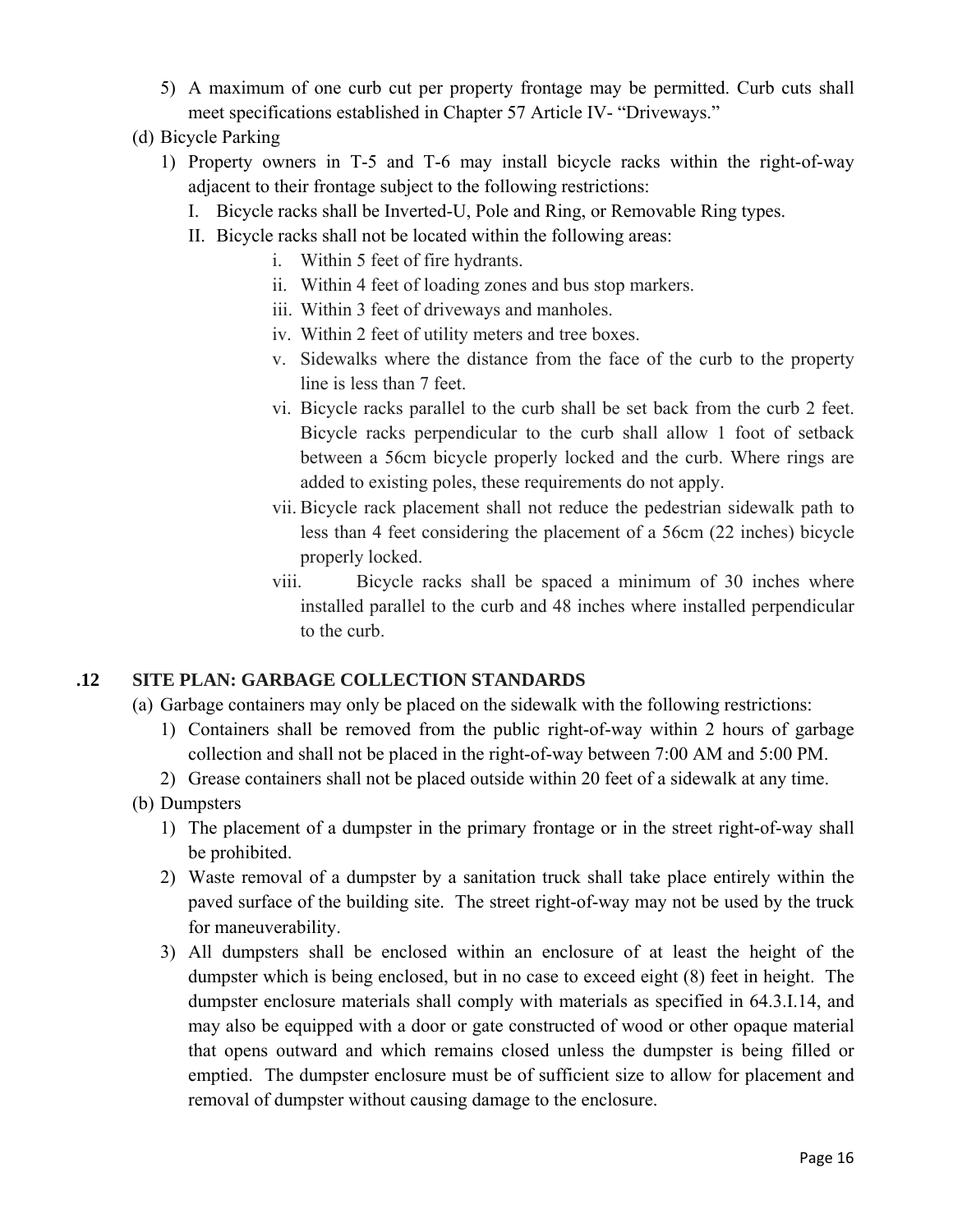5) A maximum of one curb cut per property frontage may be permitted. Curb cuts shall meet specifications established in Chapter 57 Article IV- "Driveways."

(d) Bicycle Parking

1) Property owners in T-5 and T-6 may install bicycle racks within the right-of-way adjacent to their frontage subject to the following restrictions:

   I. Bicycle racks shall be Inverted-U, Pole and Ring, or Removable Ring types.

   II. Bicycle racks shall not be located within the following areas:

      i. Within 5 feet of fire hydrants.

      ii. Within 4 feet of loading zones and bus stop markers.

      iii. Within 3 feet of driveways and manholes.

      iv. Within 2 feet of utility meters and tree boxes.

      v. Sidewalks where the distance from the face of the curb to the property line is less than 7 feet.

      vi. Bicycle racks parallel to the curb shall be set back from the curb 2 feet. Bicycle racks perpendicular to the curb shall allow 1 foot of setback between a 56cm bicycle properly locked and the curb. Where rings are added to existing poles, these requirements do not apply.

      vii. Bicycle rack placement shall not reduce the pedestrian sidewalk path to less than 4 feet considering the placement of a 56cm (22 inches) bicycle properly locked.

      viii. Bicycle racks shall be spaced a minimum of 30 inches where installed parallel to the curb and 48 inches where installed perpendicular to the curb.

## .12 SITE PLAN: GARBAGE COLLECTION STANDARDS

(a) Garbage containers may only be placed on the sidewalk with the following restrictions:

1) Containers shall be removed from the public right-of-way within 2 hours of garbage collection and shall not be placed in the right-of-way between 7:00 AM and 5:00 PM.

2) Grease containers shall not be placed outside within 20 feet of a sidewalk at any time.

(b) Dumpsters

1) The placement of a dumpster in the primary frontage or in the street right-of-way shall be prohibited.

2) Waste removal of a dumpster by a sanitation truck shall take place entirely within the paved surface of the building site. The street right-of-way may not be used by the truck for maneuverability.

3) All dumpsters shall be enclosed within an enclosure of at least the height of the dumpster which is being enclosed, but in no case to exceed eight (8) feet in height. The dumpster enclosure materials shall comply with materials as specified in 64.3.I.14, and may also be equipped with a door or gate constructed of wood or other opaque material that opens outward and which remains closed unless the dumpster is being filled or emptied. The dumpster enclosure must be of sufficient size to allow for placement and removal of dumpster without causing damage to the enclosure.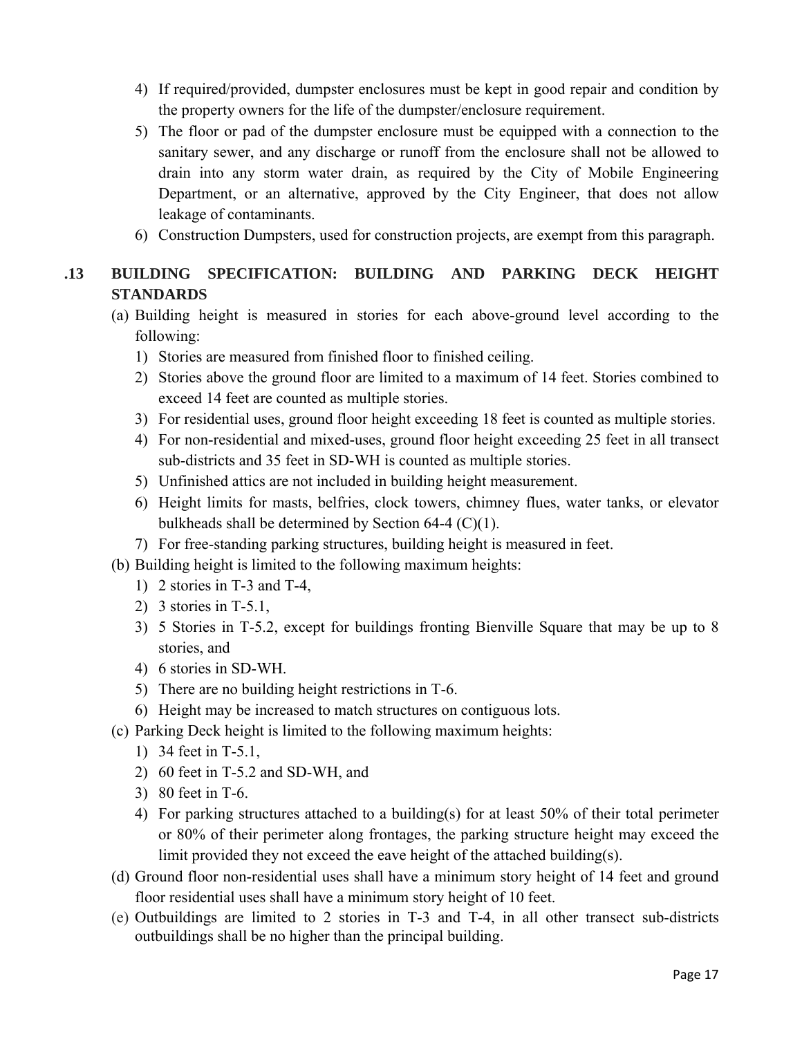4) If required/provided, dumpster enclosures must be kept in good repair and condition by the property owners for the life of the dumpster/enclosure requirement.
5) The floor or pad of the dumpster enclosure must be equipped with a connection to the sanitary sewer, and any discharge or runoff from the enclosure shall not be allowed to drain into any storm water drain, as required by the City of Mobile Engineering Department, or an alternative, approved by the City Engineer, that does not allow leakage of contaminants.
6) Construction Dumpsters, used for construction projects, are exempt from this paragraph.

## .13 BUILDING SPECIFICATION: BUILDING AND PARKING DECK HEIGHT STANDARDS

(a) Building height is measured in stories for each above-ground level according to the following:

1) Stories are measured from finished floor to finished ceiling.
2) Stories above the ground floor are limited to a maximum of 14 feet. Stories combined to exceed 14 feet are counted as multiple stories.
3) For residential uses, ground floor height exceeding 18 feet is counted as multiple stories.
4) For non-residential and mixed-uses, ground floor height exceeding 25 feet in all transect sub-districts and 35 feet in SD-WH is counted as multiple stories.
5) Unfinished attics are not included in building height measurement.
6) Height limits for masts, belfries, clock towers, chimney flues, water tanks, or elevator bulkheads shall be determined by Section 64-4 (C)(1).
7) For free-standing parking structures, building height is measured in feet.

(b) Building height is limited to the following maximum heights:

1) 2 stories in T-3 and T-4,
2) 3 stories in T-5.1,
3) 5 Stories in T-5.2, except for buildings fronting Bienville Square that may be up to 8 stories, and
4) 6 stories in SD-WH.
5) There are no building height restrictions in T-6.
6) Height may be increased to match structures on contiguous lots.

(c) Parking Deck height is limited to the following maximum heights:

1) 34 feet in T-5.1,
2) 60 feet in T-5.2 and SD-WH, and
3) 80 feet in T-6.
4) For parking structures attached to a building(s) for at least 50% of their total perimeter or 80% of their perimeter along frontages, the parking structure height may exceed the limit provided they not exceed the eave height of the attached building(s).

(d) Ground floor non-residential uses shall have a minimum story height of 14 feet and ground floor residential uses shall have a minimum story height of 10 feet.

(e) Outbuildings are limited to 2 stories in T-3 and T-4, in all other transect sub-districts outbuildings shall be no higher than the principal building.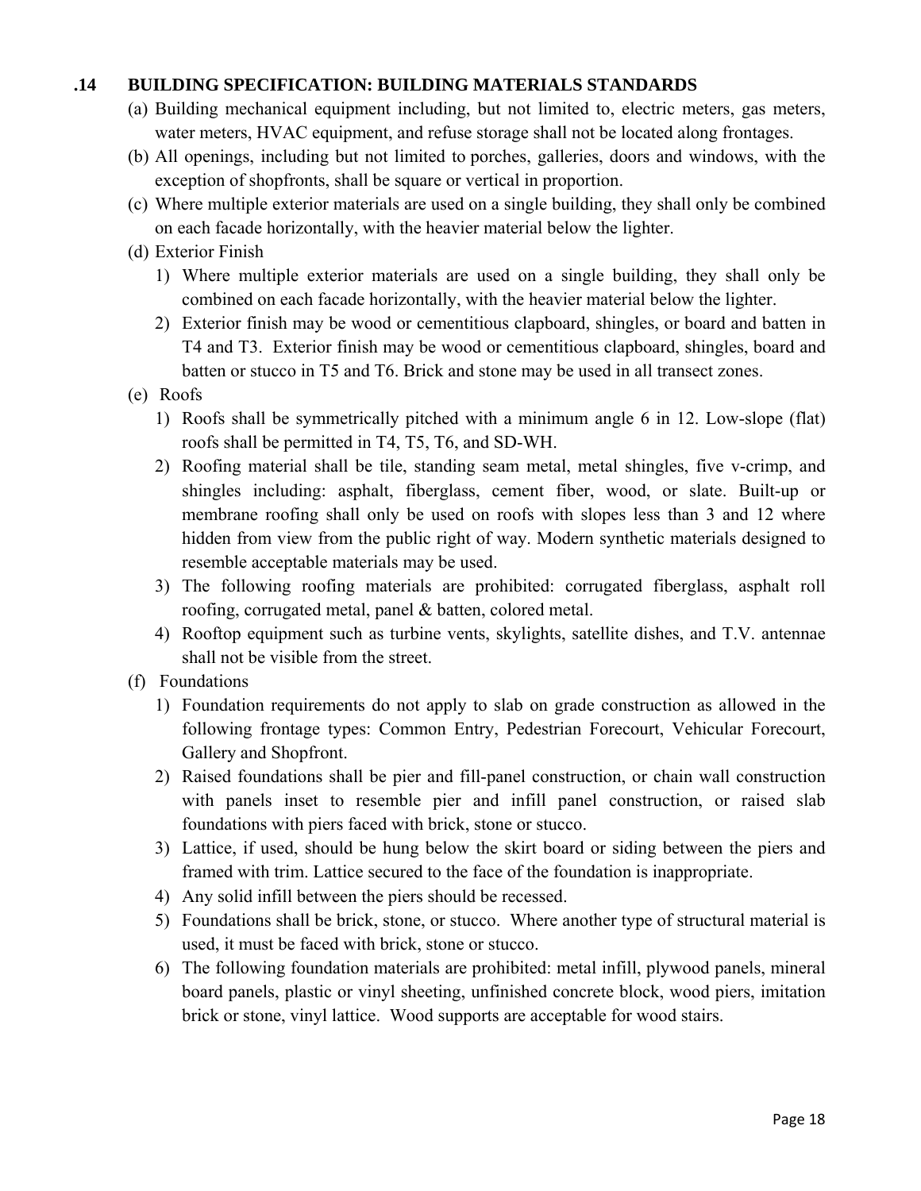### .14 BUILDING SPECIFICATION: BUILDING MATERIALS STANDARDS

(a) Building mechanical equipment including, but not limited to, electric meters, gas meters, water meters, HVAC equipment, and refuse storage shall not be located along frontages.

(b) All openings, including but not limited to porches, galleries, doors and windows, with the exception of shopfronts, shall be square or vertical in proportion.

(c) Where multiple exterior materials are used on a single building, they shall only be combined on each facade horizontally, with the heavier material below the lighter.

(d) Exterior Finish

1) Where multiple exterior materials are used on a single building, they shall only be combined on each facade horizontally, with the heavier material below the lighter.
2) Exterior finish may be wood or cementitious clapboard, shingles, or board and batten in T4 and T3. Exterior finish may be wood or cementitious clapboard, shingles, board and batten or stucco in T5 and T6. Brick and stone may be used in all transect zones.

(e) Roofs

1) Roofs shall be symmetrically pitched with a minimum angle 6 in 12. Low-slope (flat) roofs shall be permitted in T4, T5, T6, and SD-WH.
2) Roofing material shall be tile, standing seam metal, metal shingles, five v-crimp, and shingles including: asphalt, fiberglass, cement fiber, wood, or slate. Built-up or membrane roofing shall only be used on roofs with slopes less than 3 and 12 where hidden from view from the public right of way. Modern synthetic materials designed to resemble acceptable materials may be used.
3) The following roofing materials are prohibited: corrugated fiberglass, asphalt roll roofing, corrugated metal, panel & batten, colored metal.
4) Rooftop equipment such as turbine vents, skylights, satellite dishes, and T.V. antennae shall not be visible from the street.

(f) Foundations

1) Foundation requirements do not apply to slab on grade construction as allowed in the following frontage types: Common Entry, Pedestrian Forecourt, Vehicular Forecourt, Gallery and Shopfront.
2) Raised foundations shall be pier and fill-panel construction, or chain wall construction with panels inset to resemble pier and infill panel construction, or raised slab foundations with piers faced with brick, stone or stucco.
3) Lattice, if used, should be hung below the skirt board or siding between the piers and framed with trim. Lattice secured to the face of the foundation is inappropriate.
4) Any solid infill between the piers should be recessed.
5) Foundations shall be brick, stone, or stucco. Where another type of structural material is used, it must be faced with brick, stone or stucco.
6) The following foundation materials are prohibited: metal infill, plywood panels, mineral board panels, plastic or vinyl sheeting, unfinished concrete block, wood piers, imitation brick or stone, vinyl lattice. Wood supports are acceptable for wood stairs.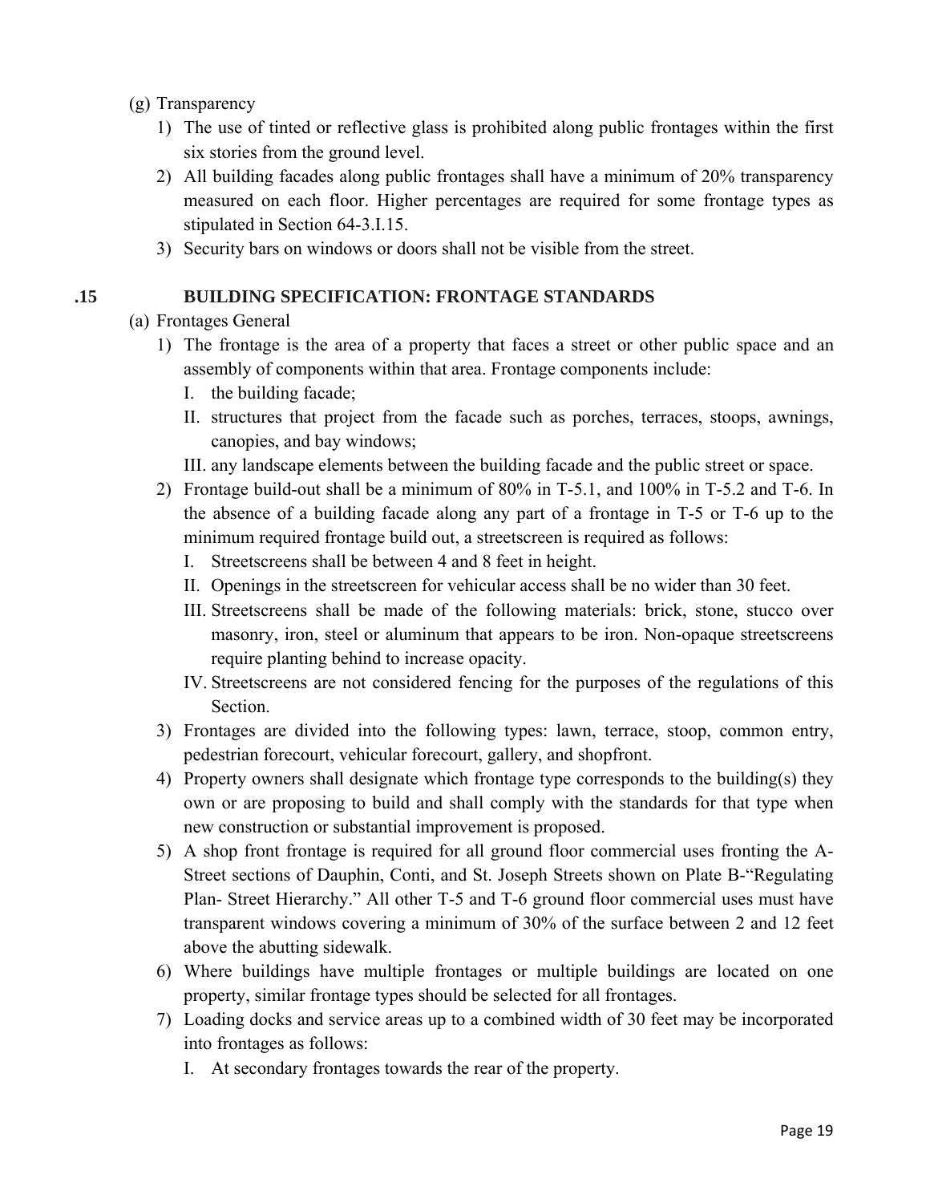(g) Transparency

1) The use of tinted or reflective glass is prohibited along public frontages within the first six stories from the ground level.
2) All building facades along public frontages shall have a minimum of 20% transparency measured on each floor. Higher percentages are required for some frontage types as stipulated in Section 64-3.I.15.
3) Security bars on windows or doors shall not be visible from the street.

## .15 BUILDING SPECIFICATION: FRONTAGE STANDARDS

(a) Frontages General

1) The frontage is the area of a property that faces a street or other public space and an assembly of components within that area. Frontage components include:
   I. the building facade;
   II. structures that project from the facade such as porches, terraces, stoops, awnings, canopies, and bay windows;
   III. any landscape elements between the building facade and the public street or space.
2) Frontage build-out shall be a minimum of 80% in T-5.1, and 100% in T-5.2 and T-6. In the absence of a building facade along any part of a frontage in T-5 or T-6 up to the minimum required frontage build out, a streetscreen is required as follows:
   I. Streetscreens shall be between 4 and 8 feet in height.
   II. Openings in the streetscreen for vehicular access shall be no wider than 30 feet.
   III. Streetscreens shall be made of the following materials: brick, stone, stucco over masonry, iron, steel or aluminum that appears to be iron. Non-opaque streetscreens require planting behind to increase opacity.
   IV. Streetscreens are not considered fencing for the purposes of the regulations of this Section.
3) Frontages are divided into the following types: lawn, terrace, stoop, common entry, pedestrian forecourt, vehicular forecourt, gallery, and shopfront.
4) Property owners shall designate which frontage type corresponds to the building(s) they own or are proposing to build and shall comply with the standards for that type when new construction or substantial improvement is proposed.
5) A shop front frontage is required for all ground floor commercial uses fronting the A-Street sections of Dauphin, Conti, and St. Joseph Streets shown on Plate B-"Regulating Plan- Street Hierarchy." All other T-5 and T-6 ground floor commercial uses must have transparent windows covering a minimum of 30% of the surface between 2 and 12 feet above the abutting sidewalk.
6) Where buildings have multiple frontages or multiple buildings are located on one property, similar frontage types should be selected for all frontages.
7) Loading docks and service areas up to a combined width of 30 feet may be incorporated into frontages as follows:
   I. At secondary frontages towards the rear of the property.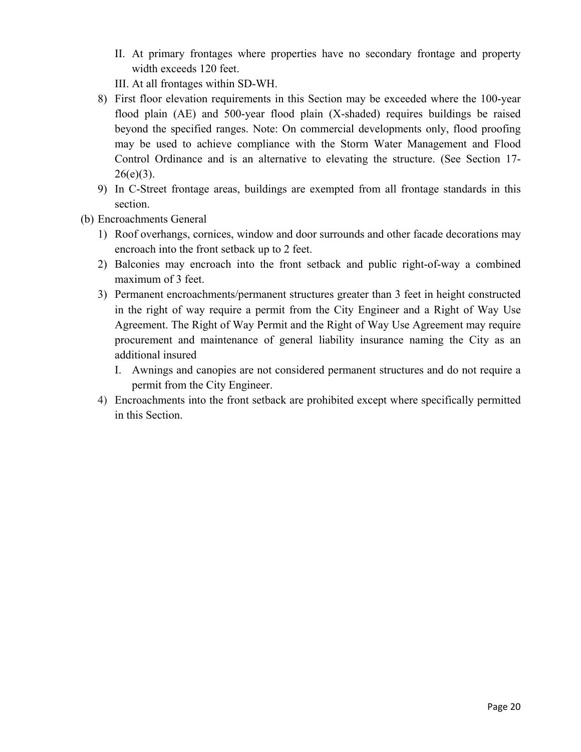II. At primary frontages where properties have no secondary frontage and property width exceeds 120 feet.

III. At all frontages within SD-WH.

8) First floor elevation requirements in this Section may be exceeded where the 100-year flood plain (AE) and 500-year flood plain (X-shaded) requires buildings be raised beyond the specified ranges. Note: On commercial developments only, flood proofing may be used to achieve compliance with the Storm Water Management and Flood Control Ordinance and is an alternative to elevating the structure. (See Section 17-26(e)(3).

9) In C-Street frontage areas, buildings are exempted from all frontage standards in this section.

(b) Encroachments General

1) Roof overhangs, cornices, window and door surrounds and other facade decorations may encroach into the front setback up to 2 feet.

2) Balconies may encroach into the front setback and public right-of-way a combined maximum of 3 feet.

3) Permanent encroachments/permanent structures greater than 3 feet in height constructed in the right of way require a permit from the City Engineer and a Right of Way Use Agreement. The Right of Way Permit and the Right of Way Use Agreement may require procurement and maintenance of general liability insurance naming the City as an additional insured

   I. Awnings and canopies are not considered permanent structures and do not require a permit from the City Engineer.

4) Encroachments into the front setback are prohibited except where specifically permitted in this Section.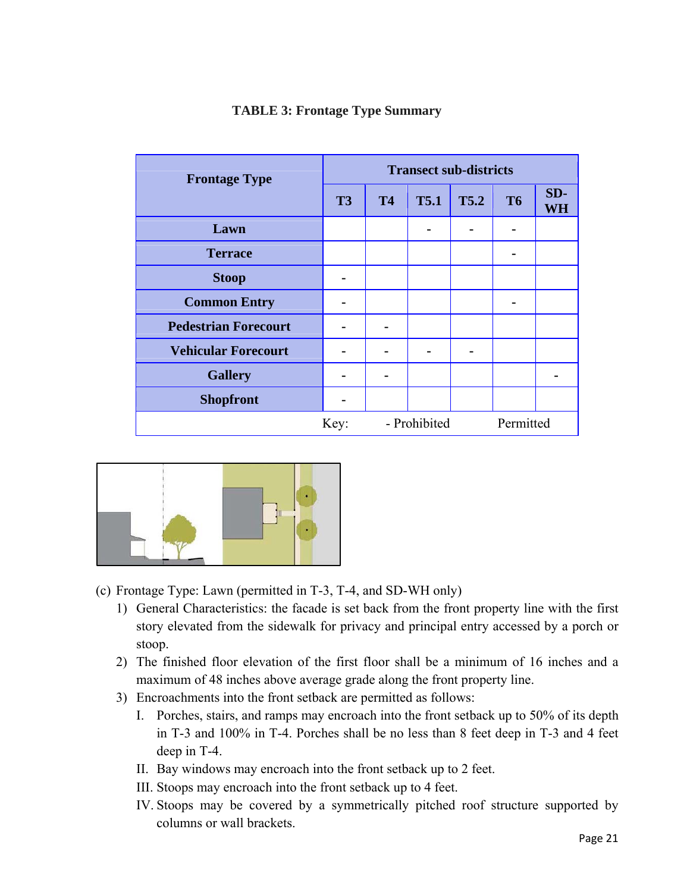**TABLE 3: Frontage Type Summary**

| Frontage Type | Transect sub-districts | | | | | |
|---|---|---|---|---|---|---|
| | T3 | T4 | T5.1 | T5.2 | T6 | SD-WH |
| Lawn | | | - | - | - | |
| Terrace | | | | | - | |
| Stoop | - | | | | | |
| Common Entry | - | | | | - | |
| Pedestrian Forecourt | - | - | | | | |
| Vehicular Forecourt | - | - | - | - | | |
| Gallery | - | - | | | | - |
| Shopfront | - | | | | | |
| | Key: | - Prohibited | | Permitted | | |

(c) Frontage Type: Lawn (permitted in T-3, T-4, and SD-WH only)

1) General Characteristics: the facade is set back from the front property line with the first story elevated from the sidewalk for privacy and principal entry accessed by a porch or stoop.
2) The finished floor elevation of the first floor shall be a minimum of 16 inches and a maximum of 48 inches above average grade along the front property line.
3) Encroachments into the front setback are permitted as follows:
   I. Porches, stairs, and ramps may encroach into the front setback up to 50% of its depth in T-3 and 100% in T-4. Porches shall be no less than 8 feet deep in T-3 and 4 feet deep in T-4.
   II. Bay windows may encroach into the front setback up to 2 feet.
   III. Stoops may encroach into the front setback up to 4 feet.
   IV. Stoops may be covered by a symmetrically pitched roof structure supported by columns or wall brackets.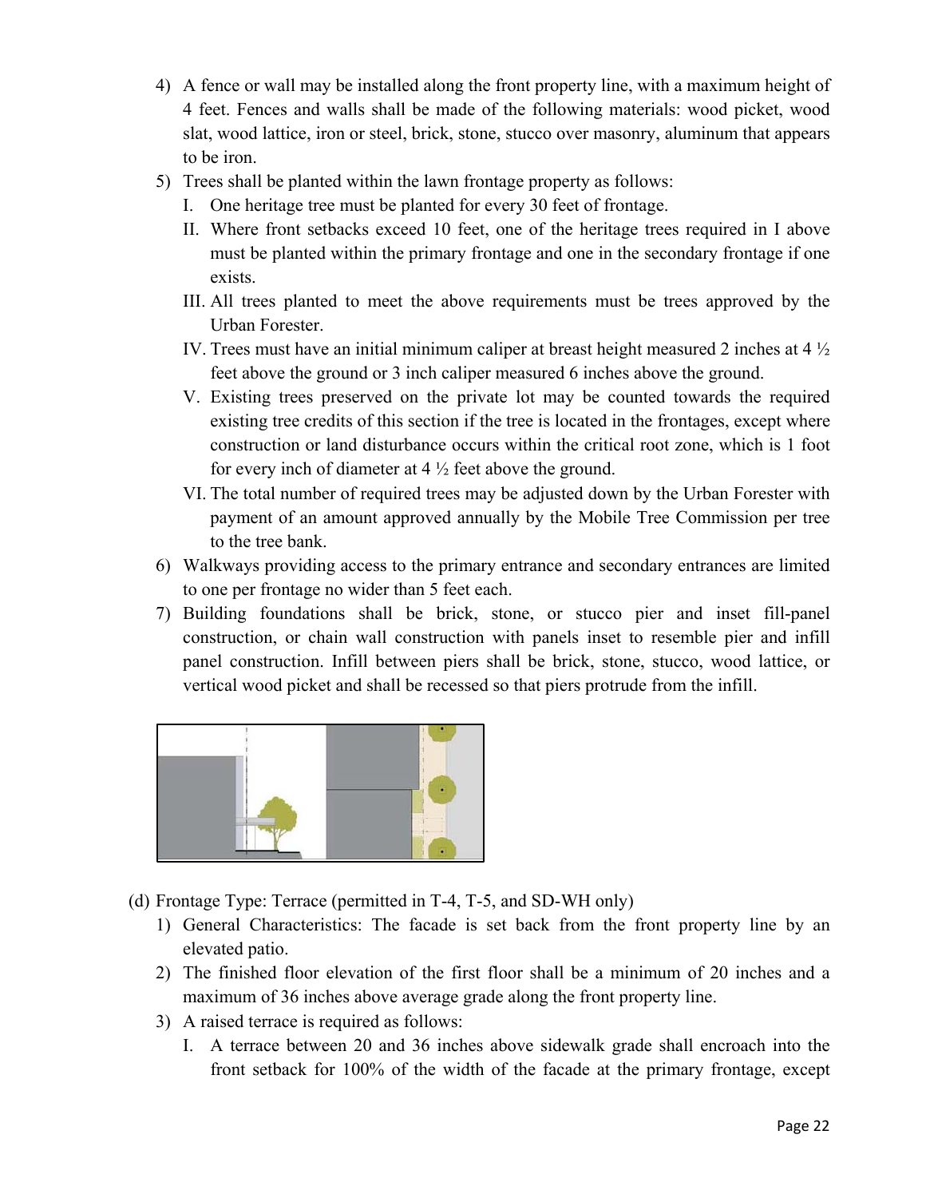4) A fence or wall may be installed along the front property line, with a maximum height of 4 feet. Fences and walls shall be made of the following materials: wood picket, wood slat, wood lattice, iron or steel, brick, stone, stucco over masonry, aluminum that appears to be iron.
5) Trees shall be planted within the lawn frontage property as follows:
   I. One heritage tree must be planted for every 30 feet of frontage.
   II. Where front setbacks exceed 10 feet, one of the heritage trees required in I above must be planted within the primary frontage and one in the secondary frontage if one exists.
   III. All trees planted to meet the above requirements must be trees approved by the Urban Forester.
   IV. Trees must have an initial minimum caliper at breast height measured 2 inches at 4 ½ feet above the ground or 3 inch caliper measured 6 inches above the ground.
   V. Existing trees preserved on the private lot may be counted towards the required existing tree credits of this section if the tree is located in the frontages, except where construction or land disturbance occurs within the critical root zone, which is 1 foot for every inch of diameter at 4 ½ feet above the ground.
   VI. The total number of required trees may be adjusted down by the Urban Forester with payment of an amount approved annually by the Mobile Tree Commission per tree to the tree bank.
6) Walkways providing access to the primary entrance and secondary entrances are limited to one per frontage no wider than 5 feet each.
7) Building foundations shall be brick, stone, or stucco pier and inset fill-panel construction, or chain wall construction with panels inset to resemble pier and infill panel construction. Infill between piers shall be brick, stone, stucco, wood lattice, or vertical wood picket and shall be recessed so that piers protrude from the infill.

(d) Frontage Type: Terrace (permitted in T-4, T-5, and SD-WH only)
1) General Characteristics: The facade is set back from the front property line by an elevated patio.
2) The finished floor elevation of the first floor shall be a minimum of 20 inches and a maximum of 36 inches above average grade along the front property line.
3) A raised terrace is required as follows:
   I. A terrace between 20 and 36 inches above sidewalk grade shall encroach into the front setback for 100% of the width of the facade at the primary frontage, except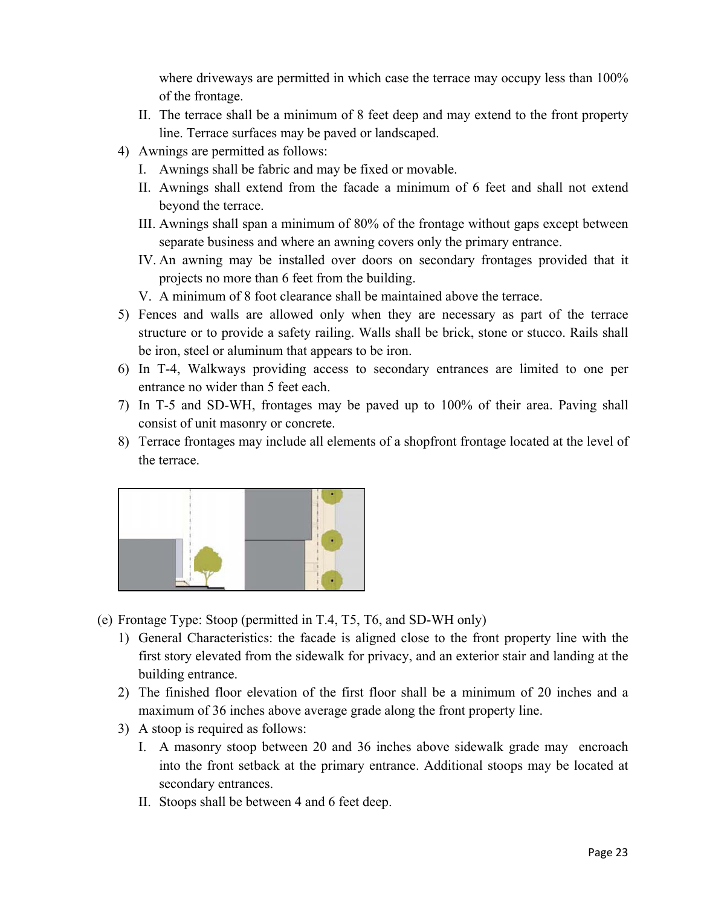where driveways are permitted in which case the terrace may occupy less than 100% of the frontage.

   II. The terrace shall be a minimum of 8 feet deep and may extend to the front property line. Terrace surfaces may be paved or landscaped.

4) Awnings are permitted as follows:
   I. Awnings shall be fabric and may be fixed or movable.
   II. Awnings shall extend from the facade a minimum of 6 feet and shall not extend beyond the terrace.
   III. Awnings shall span a minimum of 80% of the frontage without gaps except between separate business and where an awning covers only the primary entrance.
   IV. An awning may be installed over doors on secondary frontages provided that it projects no more than 6 feet from the building.
   V. A minimum of 8 foot clearance shall be maintained above the terrace.
5) Fences and walls are allowed only when they are necessary as part of the terrace structure or to provide a safety railing. Walls shall be brick, stone or stucco. Rails shall be iron, steel or aluminum that appears to be iron.
6) In T-4, Walkways providing access to secondary entrances are limited to one per entrance no wider than 5 feet each.
7) In T-5 and SD-WH, frontages may be paved up to 100% of their area. Paving shall consist of unit masonry or concrete.
8) Terrace frontages may include all elements of a shopfront frontage located at the level of the terrace.

(e) Frontage Type: Stoop (permitted in T.4, T5, T6, and SD-WH only)
   1) General Characteristics: the facade is aligned close to the front property line with the first story elevated from the sidewalk for privacy, and an exterior stair and landing at the building entrance.
   2) The finished floor elevation of the first floor shall be a minimum of 20 inches and a maximum of 36 inches above average grade along the front property line.
   3) A stoop is required as follows:
      I. A masonry stoop between 20 and 36 inches above sidewalk grade may encroach into the front setback at the primary entrance. Additional stoops may be located at secondary entrances.
      II. Stoops shall be between 4 and 6 feet deep.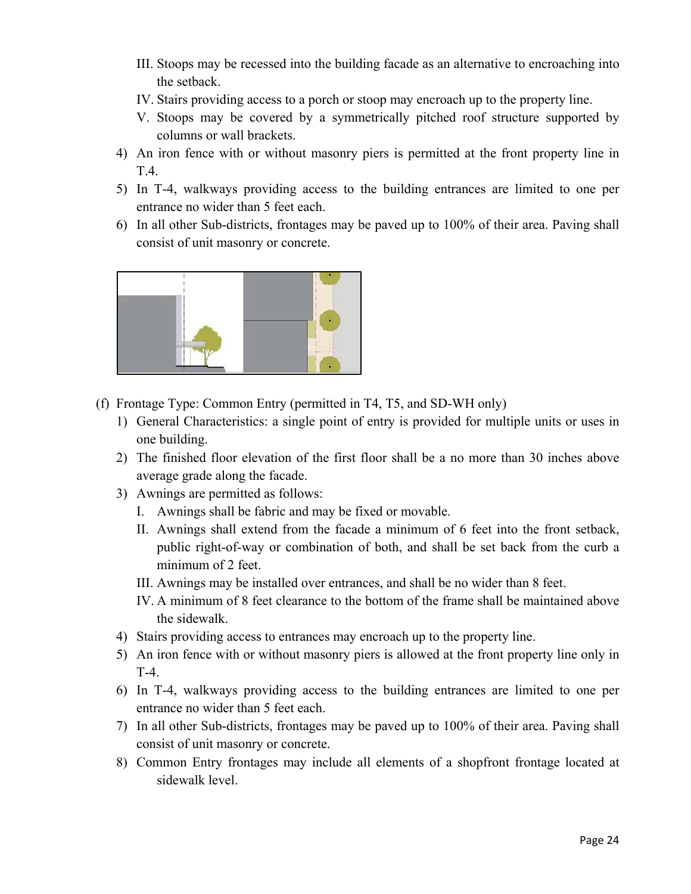III. Stoops may be recessed into the building facade as an alternative to encroaching into the setback.

IV. Stairs providing access to a porch or stoop may encroach up to the property line.

V. Stoops may be covered by a symmetrically pitched roof structure supported by columns or wall brackets.

4) An iron fence with or without masonry piers is permitted at the front property line in T.4.

5) In T-4, walkways providing access to the building entrances are limited to one per entrance no wider than 5 feet each.

6) In all other Sub-districts, frontages may be paved up to 100% of their area. Paving shall consist of unit masonry or concrete.

(f) Frontage Type: Common Entry (permitted in T4, T5, and SD-WH only)

1) General Characteristics: a single point of entry is provided for multiple units or uses in one building.

2) The finished floor elevation of the first floor shall be a no more than 30 inches above average grade along the facade.

3) Awnings are permitted as follows:

I. Awnings shall be fabric and may be fixed or movable.

II. Awnings shall extend from the facade a minimum of 6 feet into the front setback, public right-of-way or combination of both, and shall be set back from the curb a minimum of 2 feet.

III. Awnings may be installed over entrances, and shall be no wider than 8 feet.

IV. A minimum of 8 feet clearance to the bottom of the frame shall be maintained above the sidewalk.

4) Stairs providing access to entrances may encroach up to the property line.

5) An iron fence with or without masonry piers is allowed at the front property line only in T-4.

6) In T-4, walkways providing access to the building entrances are limited to one per entrance no wider than 5 feet each.

7) In all other Sub-districts, frontages may be paved up to 100% of their area. Paving shall consist of unit masonry or concrete.

8) Common Entry frontages may include all elements of a shopfront frontage located at sidewalk level.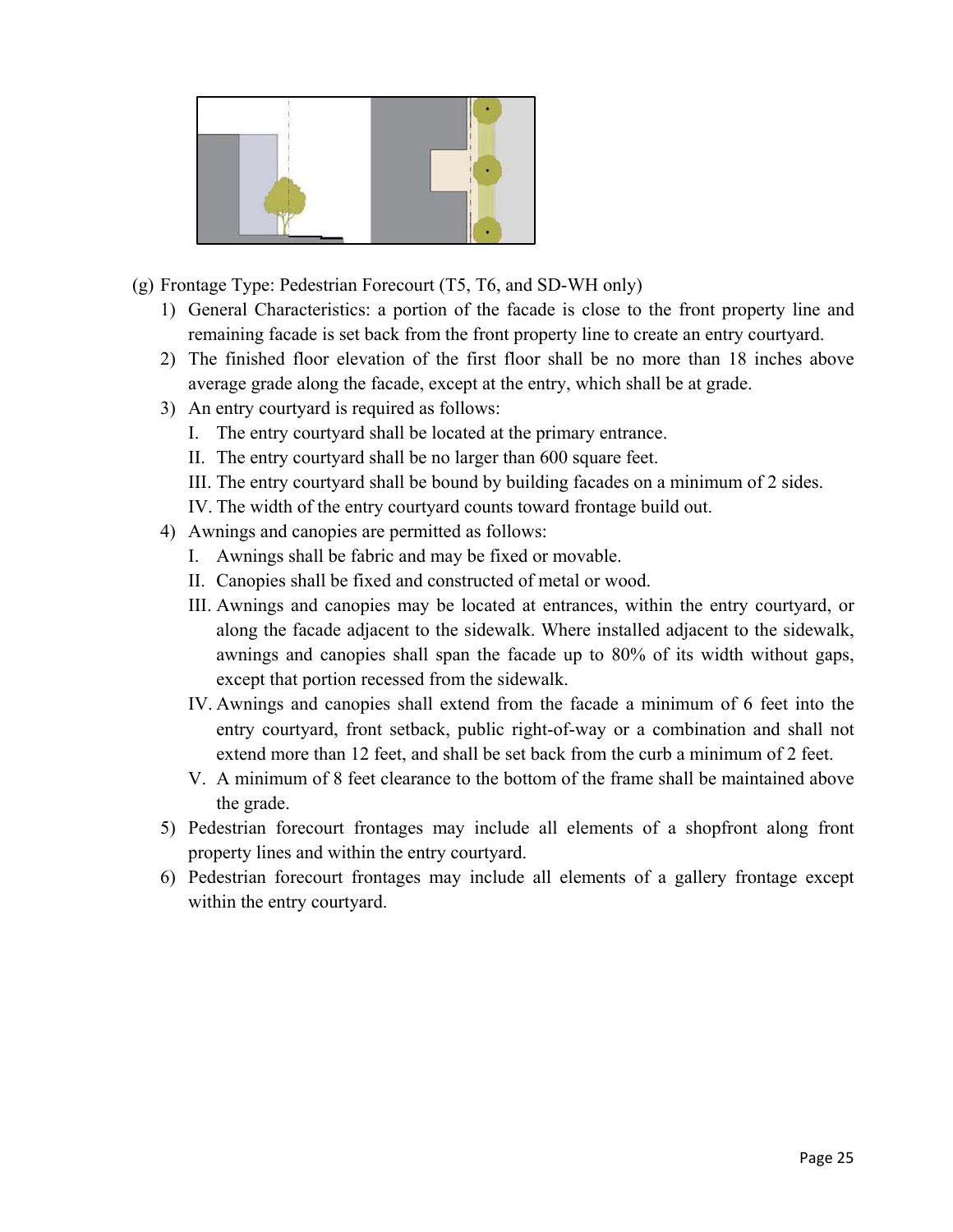(g) Frontage Type: Pedestrian Forecourt (T5, T6, and SD-WH only)

1) General Characteristics: a portion of the facade is close to the front property line and remaining facade is set back from the front property line to create an entry courtyard.
2) The finished floor elevation of the first floor shall be no more than 18 inches above average grade along the facade, except at the entry, which shall be at grade.
3) An entry courtyard is required as follows:
   - I. The entry courtyard shall be located at the primary entrance.
   - II. The entry courtyard shall be no larger than 600 square feet.
   - III. The entry courtyard shall be bound by building facades on a minimum of 2 sides.
   - IV. The width of the entry courtyard counts toward frontage build out.
4) Awnings and canopies are permitted as follows:
   - I. Awnings shall be fabric and may be fixed or movable.
   - II. Canopies shall be fixed and constructed of metal or wood.
   - III. Awnings and canopies may be located at entrances, within the entry courtyard, or along the facade adjacent to the sidewalk. Where installed adjacent to the sidewalk, awnings and canopies shall span the facade up to 80% of its width without gaps, except that portion recessed from the sidewalk.
   - IV. Awnings and canopies shall extend from the facade a minimum of 6 feet into the entry courtyard, front setback, public right-of-way or a combination and shall not extend more than 12 feet, and shall be set back from the curb a minimum of 2 feet.
   - V. A minimum of 8 feet clearance to the bottom of the frame shall be maintained above the grade.
5) Pedestrian forecourt frontages may include all elements of a shopfront along front property lines and within the entry courtyard.
6) Pedestrian forecourt frontages may include all elements of a gallery frontage except within the entry courtyard.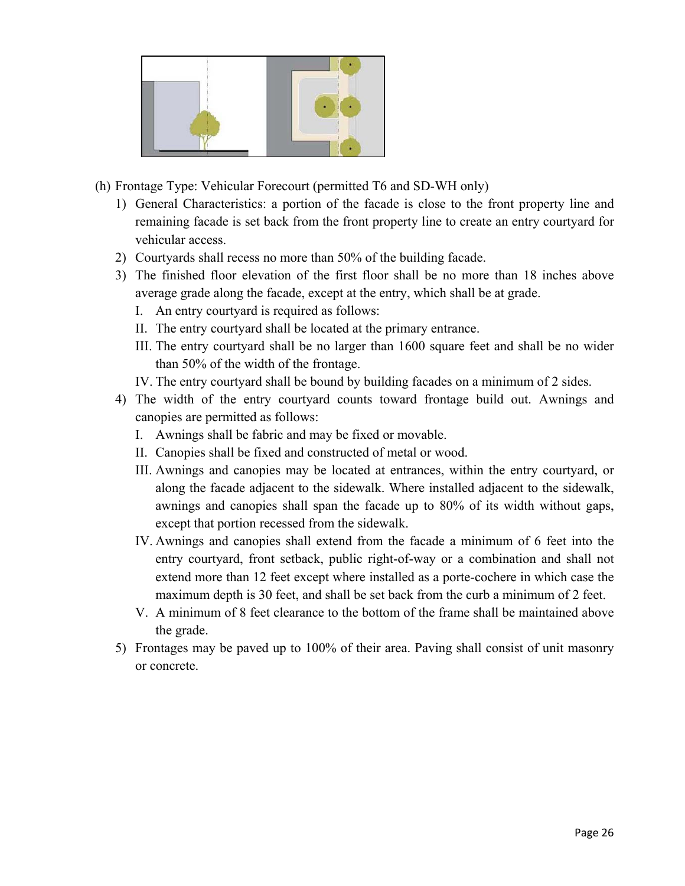(h) Frontage Type: Vehicular Forecourt (permitted T6 and SD-WH only)

1) General Characteristics: a portion of the facade is close to the front property line and remaining facade is set back from the front property line to create an entry courtyard for vehicular access.
2) Courtyards shall recess no more than 50% of the building facade.
3) The finished floor elevation of the first floor shall be no more than 18 inches above average grade along the facade, except at the entry, which shall be at grade.
   I. An entry courtyard is required as follows:
   II. The entry courtyard shall be located at the primary entrance.
   III. The entry courtyard shall be no larger than 1600 square feet and shall be no wider than 50% of the width of the frontage.
   IV. The entry courtyard shall be bound by building facades on a minimum of 2 sides.
4) The width of the entry courtyard counts toward frontage build out. Awnings and canopies are permitted as follows:
   I. Awnings shall be fabric and may be fixed or movable.
   II. Canopies shall be fixed and constructed of metal or wood.
   III. Awnings and canopies may be located at entrances, within the entry courtyard, or along the facade adjacent to the sidewalk. Where installed adjacent to the sidewalk, awnings and canopies shall span the facade up to 80% of its width without gaps, except that portion recessed from the sidewalk.
   IV. Awnings and canopies shall extend from the facade a minimum of 6 feet into the entry courtyard, front setback, public right-of-way or a combination and shall not extend more than 12 feet except where installed as a porte-cochere in which case the maximum depth is 30 feet, and shall be set back from the curb a minimum of 2 feet.
   V. A minimum of 8 feet clearance to the bottom of the frame shall be maintained above the grade.
5) Frontages may be paved up to 100% of their area. Paving shall consist of unit masonry or concrete.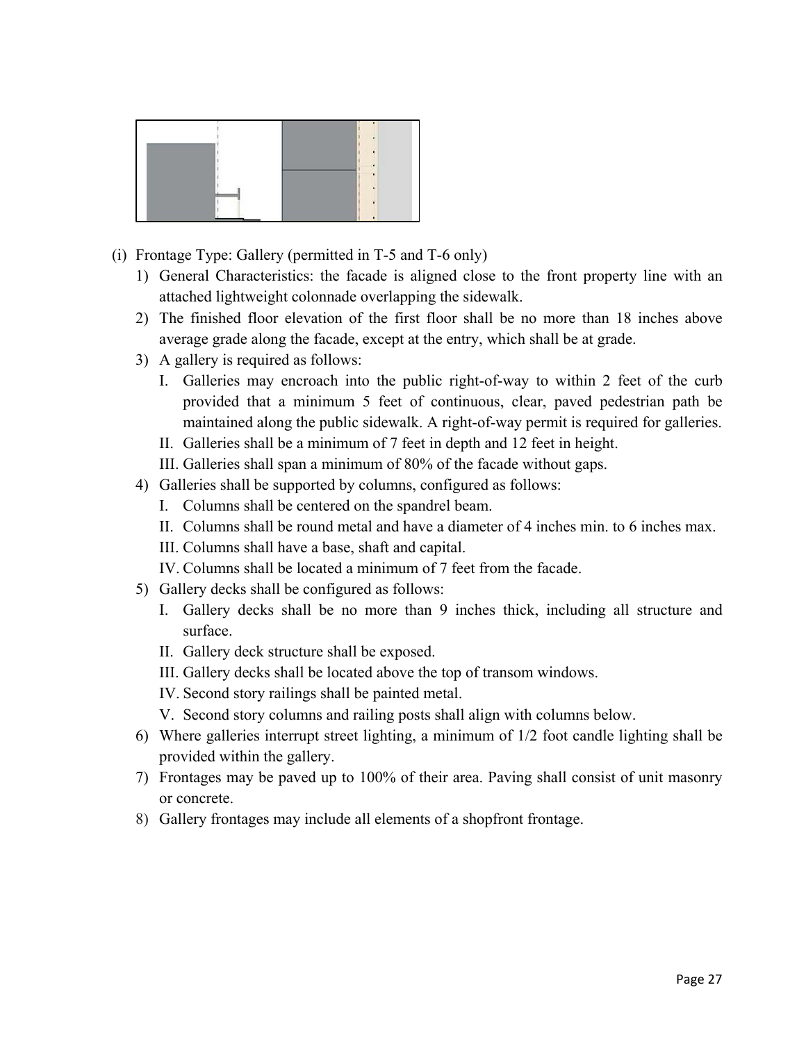(i) Frontage Type: Gallery (permitted in T-5 and T-6 only)

1) General Characteristics: the facade is aligned close to the front property line with an attached lightweight colonnade overlapping the sidewalk.
2) The finished floor elevation of the first floor shall be no more than 18 inches above average grade along the facade, except at the entry, which shall be at grade.
3) A gallery is required as follows:
   I. Galleries may encroach into the public right-of-way to within 2 feet of the curb provided that a minimum 5 feet of continuous, clear, paved pedestrian path be maintained along the public sidewalk. A right-of-way permit is required for galleries.
   II. Galleries shall be a minimum of 7 feet in depth and 12 feet in height.
   III. Galleries shall span a minimum of 80% of the facade without gaps.
4) Galleries shall be supported by columns, configured as follows:
   I. Columns shall be centered on the spandrel beam.
   II. Columns shall be round metal and have a diameter of 4 inches min. to 6 inches max.
   III. Columns shall have a base, shaft and capital.
   IV. Columns shall be located a minimum of 7 feet from the facade.
5) Gallery decks shall be configured as follows:
   I. Gallery decks shall be no more than 9 inches thick, including all structure and surface.
   II. Gallery deck structure shall be exposed.
   III. Gallery decks shall be located above the top of transom windows.
   IV. Second story railings shall be painted metal.
   V. Second story columns and railing posts shall align with columns below.
6) Where galleries interrupt street lighting, a minimum of 1/2 foot candle lighting shall be provided within the gallery.
7) Frontages may be paved up to 100% of their area. Paving shall consist of unit masonry or concrete.
8) Gallery frontages may include all elements of a shopfront frontage.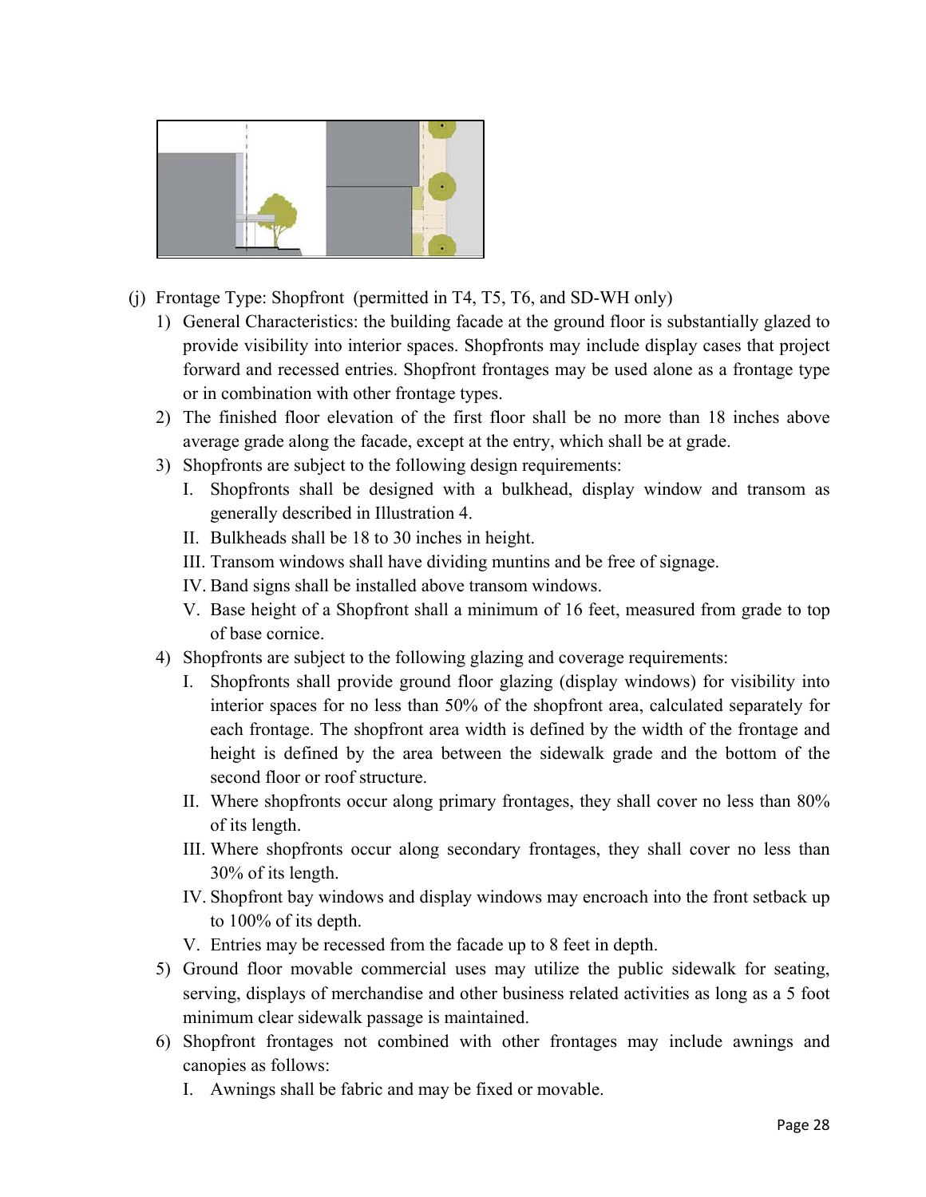(j) Frontage Type: Shopfront (permitted in T4, T5, T6, and SD-WH only)

1) General Characteristics: the building facade at the ground floor is substantially glazed to provide visibility into interior spaces. Shopfronts may include display cases that project forward and recessed entries. Shopfront frontages may be used alone as a frontage type or in combination with other frontage types.
2) The finished floor elevation of the first floor shall be no more than 18 inches above average grade along the facade, except at the entry, which shall be at grade.
3) Shopfronts are subject to the following design requirements:
   - I. Shopfronts shall be designed with a bulkhead, display window and transom as generally described in Illustration 4.
   - II. Bulkheads shall be 18 to 30 inches in height.
   - III. Transom windows shall have dividing muntins and be free of signage.
   - IV. Band signs shall be installed above transom windows.
   - V. Base height of a Shopfront shall a minimum of 16 feet, measured from grade to top of base cornice.
4) Shopfronts are subject to the following glazing and coverage requirements:
   - I. Shopfronts shall provide ground floor glazing (display windows) for visibility into interior spaces for no less than 50% of the shopfront area, calculated separately for each frontage. The shopfront area width is defined by the width of the frontage and height is defined by the area between the sidewalk grade and the bottom of the second floor or roof structure.
   - II. Where shopfronts occur along primary frontages, they shall cover no less than 80% of its length.
   - III. Where shopfronts occur along secondary frontages, they shall cover no less than 30% of its length.
   - IV. Shopfront bay windows and display windows may encroach into the front setback up to 100% of its depth.
   - V. Entries may be recessed from the facade up to 8 feet in depth.
5) Ground floor movable commercial uses may utilize the public sidewalk for seating, serving, displays of merchandise and other business related activities as long as a 5 foot minimum clear sidewalk passage is maintained.
6) Shopfront frontages not combined with other frontages may include awnings and canopies as follows:
   - I. Awnings shall be fabric and may be fixed or movable.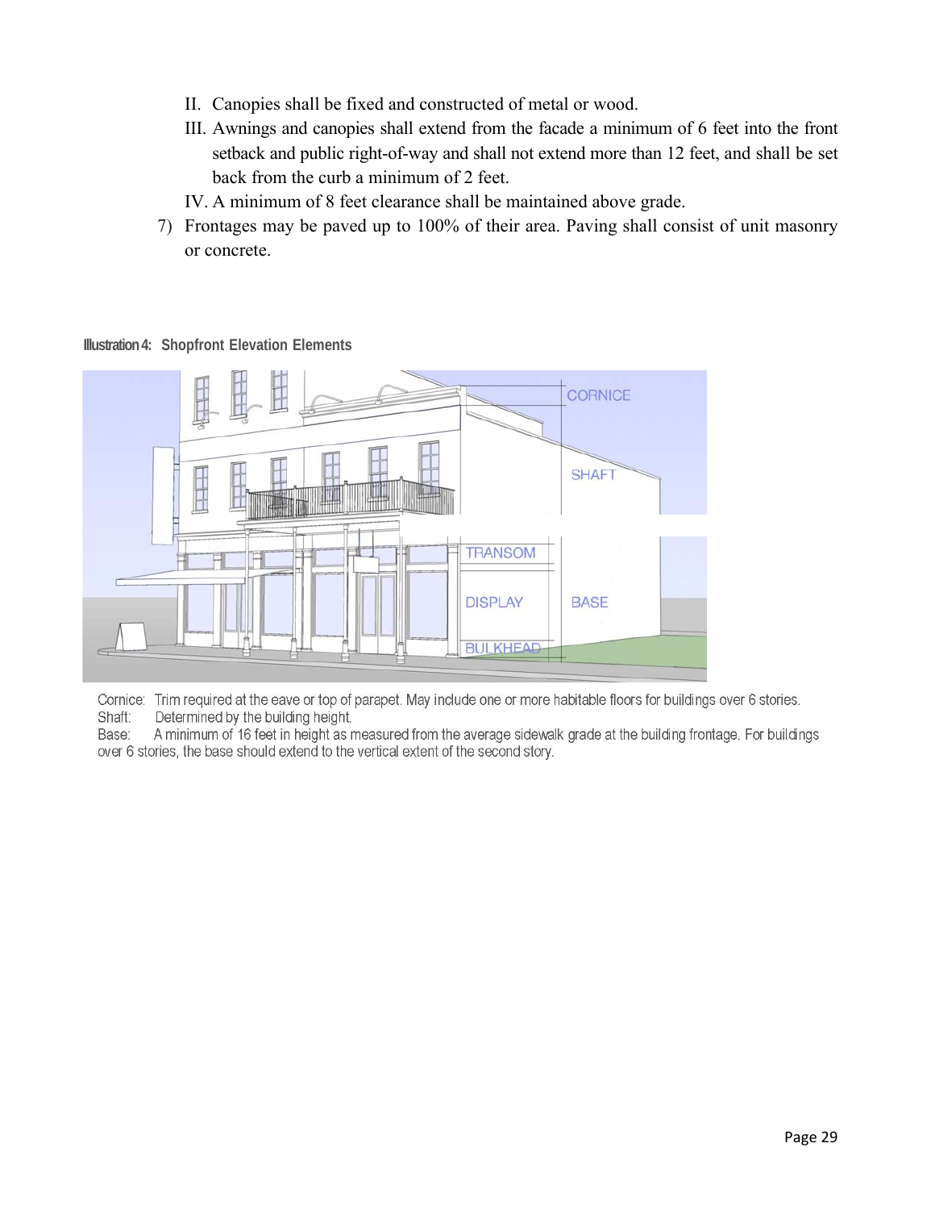II. Canopies shall be fixed and constructed of metal or wood.

III. Awnings and canopies shall extend from the facade a minimum of 6 feet into the front setback and public right-of-way and shall not extend more than 12 feet, and shall be set back from the curb a minimum of 2 feet.

IV. A minimum of 8 feet clearance shall be maintained above grade.

7) Frontages may be paved up to 100% of their area. Paving shall consist of unit masonry or concrete.

**Illustration 4: Shopfront Elevation Elements**

Cornice: Trim required at the eave or top of parapet. May include one or more habitable floors for buildings over 6 stories.
Shaft: Determined by the building height.
Base: A minimum of 16 feet in height as measured from the average sidewalk grade at the building frontage. For buildings over 6 stories, the base should extend to the vertical extent of the second story.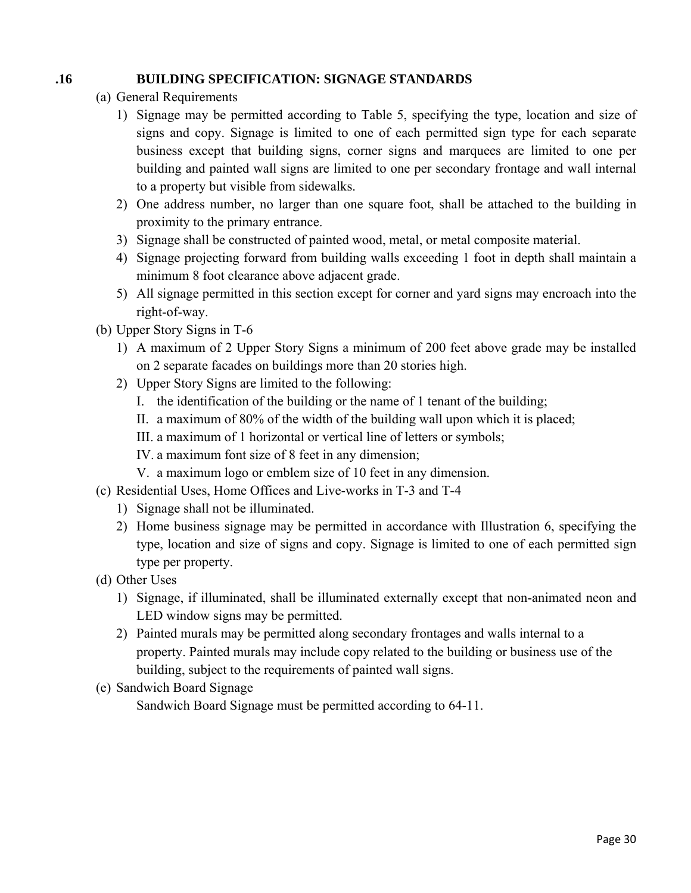## .16 BUILDING SPECIFICATION: SIGNAGE STANDARDS

(a) General Requirements

1) Signage may be permitted according to Table 5, specifying the type, location and size of signs and copy. Signage is limited to one of each permitted sign type for each separate business except that building signs, corner signs and marquees are limited to one per building and painted wall signs are limited to one per secondary frontage and wall internal to a property but visible from sidewalks.
2) One address number, no larger than one square foot, shall be attached to the building in proximity to the primary entrance.
3) Signage shall be constructed of painted wood, metal, or metal composite material.
4) Signage projecting forward from building walls exceeding 1 foot in depth shall maintain a minimum 8 foot clearance above adjacent grade.
5) All signage permitted in this section except for corner and yard signs may encroach into the right-of-way.

(b) Upper Story Signs in T-6

1) A maximum of 2 Upper Story Signs a minimum of 200 feet above grade may be installed on 2 separate facades on buildings more than 20 stories high.
2) Upper Story Signs are limited to the following:
   - I. the identification of the building or the name of 1 tenant of the building;
   - II. a maximum of 80% of the width of the building wall upon which it is placed;
   - III. a maximum of 1 horizontal or vertical line of letters or symbols;
   - IV. a maximum font size of 8 feet in any dimension;
   - V. a maximum logo or emblem size of 10 feet in any dimension.

(c) Residential Uses, Home Offices and Live-works in T-3 and T-4

1) Signage shall not be illuminated.
2) Home business signage may be permitted in accordance with Illustration 6, specifying the type, location and size of signs and copy. Signage is limited to one of each permitted sign type per property.

(d) Other Uses

1) Signage, if illuminated, shall be illuminated externally except that non-animated neon and LED window signs may be permitted.
2) Painted murals may be permitted along secondary frontages and walls internal to a property. Painted murals may include copy related to the building or business use of the building, subject to the requirements of painted wall signs.

(e) Sandwich Board Signage

Sandwich Board Signage must be permitted according to 64-11.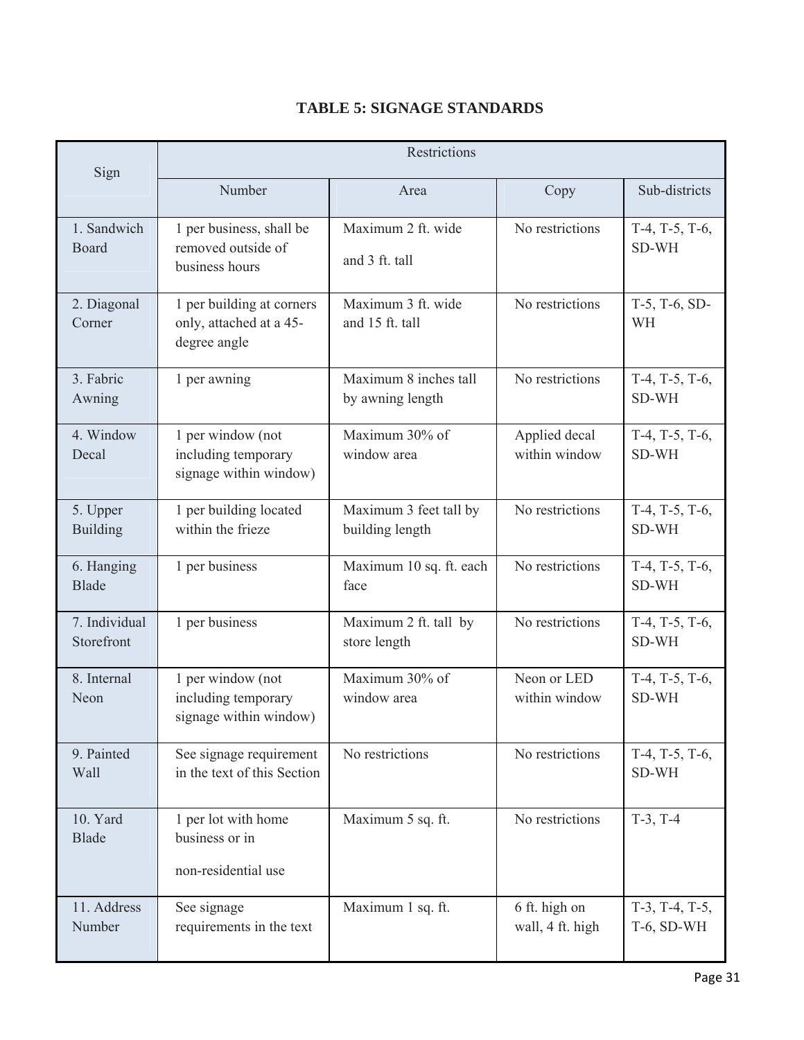# TABLE 5: SIGNAGE STANDARDS

| Sign | Restrictions | | | |
|---|---|---|---|---|
| | Number | Area | Copy | Sub-districts |
| 1. Sandwich Board | 1 per business, shall be removed outside of business hours | Maximum 2 ft. wide and 3 ft. tall | No restrictions | T-4, T-5, T-6, SD-WH |
| 2. Diagonal Corner | 1 per building at corners only, attached at a 45-degree angle | Maximum 3 ft. wide and 15 ft. tall | No restrictions | T-5, T-6, SD-WH |
| 3. Fabric Awning | 1 per awning | Maximum 8 inches tall by awning length | No restrictions | T-4, T-5, T-6, SD-WH |
| 4. Window Decal | 1 per window (not including temporary signage within window) | Maximum 30% of window area | Applied decal within window | T-4, T-5, T-6, SD-WH |
| 5. Upper Building | 1 per building located within the frieze | Maximum 3 feet tall by building length | No restrictions | T-4, T-5, T-6, SD-WH |
| 6. Hanging Blade | 1 per business | Maximum 10 sq. ft. each face | No restrictions | T-4, T-5, T-6, SD-WH |
| 7. Individual Storefront | 1 per business | Maximum 2 ft. tall by store length | No restrictions | T-4, T-5, T-6, SD-WH |
| 8. Internal Neon | 1 per window (not including temporary signage within window) | Maximum 30% of window area | Neon or LED within window | T-4, T-5, T-6, SD-WH |
| 9. Painted Wall | See signage requirement in the text of this Section | No restrictions | No restrictions | T-4, T-5, T-6, SD-WH |
| 10. Yard Blade | 1 per lot with home business or in non-residential use | Maximum 5 sq. ft. | No restrictions | T-3, T-4 |
| 11. Address Number | See signage requirements in the text | Maximum 1 sq. ft. | 6 ft. high on wall, 4 ft. high | T-3, T-4, T-5, T-6, SD-WH |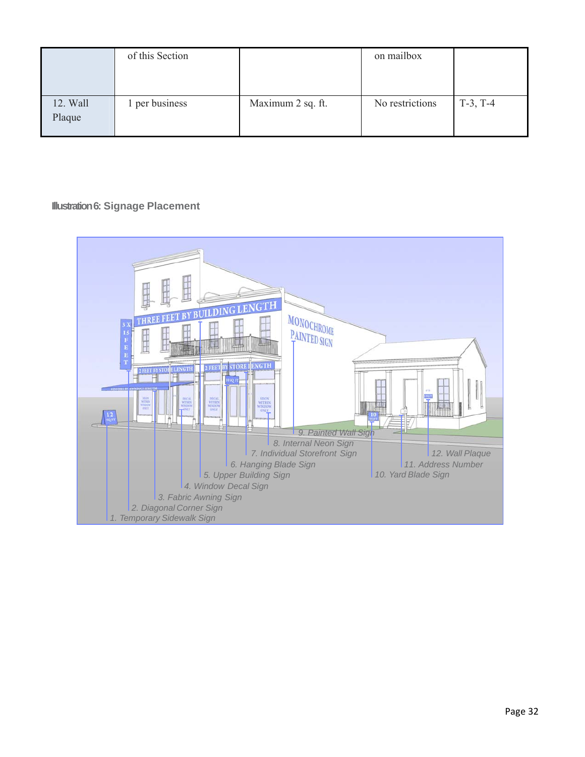|  | of this Section |  | on mailbox |  |
| --- | --- | --- | --- | --- |
| 12. Wall Plaque | 1 per business | Maximum 2 sq. ft. | No restrictions | T-3, T-4 |

**Illustration 6: Signage Placement**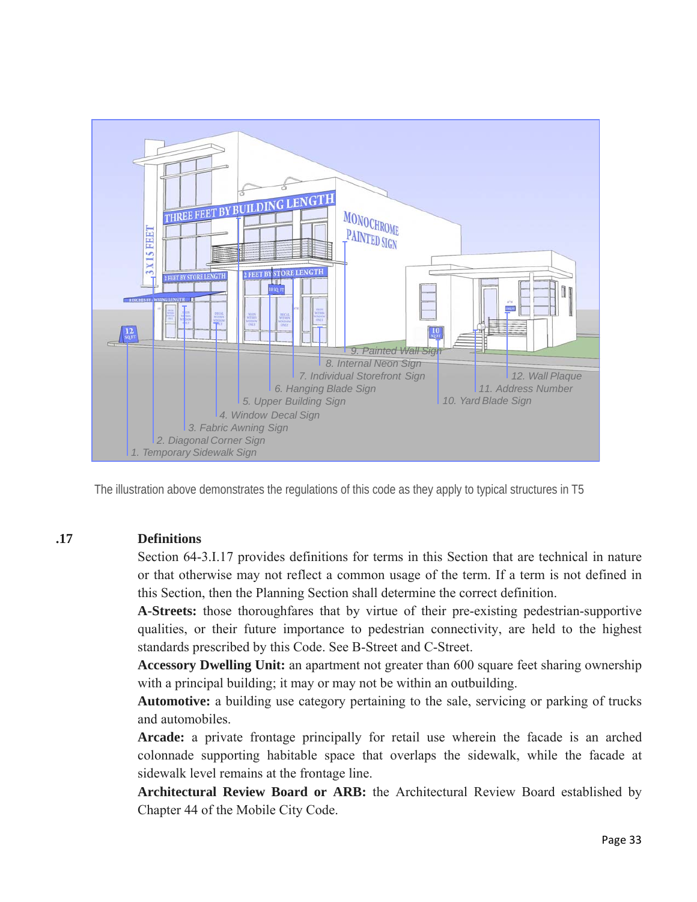1. Temporary Sidewalk Sign
2. Diagonal Corner Sign
3. Fabric Awning Sign
4. Window Decal Sign
5. Upper Building Sign
6. Hanging Blade Sign
7. Individual Storefront Sign
8. Internal Neon Sign
9. Painted Wall Sign
10. Yard Blade Sign
11. Address Number
12. Wall Plaque

The illustration above demonstrates the regulations of this code as they apply to typical structures in T5

**.17 Definitions**

Section 64-3.I.17 provides definitions for terms in this Section that are technical in nature or that otherwise may not reflect a common usage of the term. If a term is not defined in this Section, then the Planning Section shall determine the correct definition.

**A-Streets:** those thoroughfares that by virtue of their pre-existing pedestrian-supportive qualities, or their future importance to pedestrian connectivity, are held to the highest standards prescribed by this Code. See B-Street and C-Street.

**Accessory Dwelling Unit:** an apartment not greater than 600 square feet sharing ownership with a principal building; it may or may not be within an outbuilding.

**Automotive:** a building use category pertaining to the sale, servicing or parking of trucks and automobiles.

**Arcade:** a private frontage principally for retail use wherein the facade is an arched colonnade supporting habitable space that overlaps the sidewalk, while the facade at sidewalk level remains at the frontage line.

**Architectural Review Board or ARB:** the Architectural Review Board established by Chapter 44 of the Mobile City Code.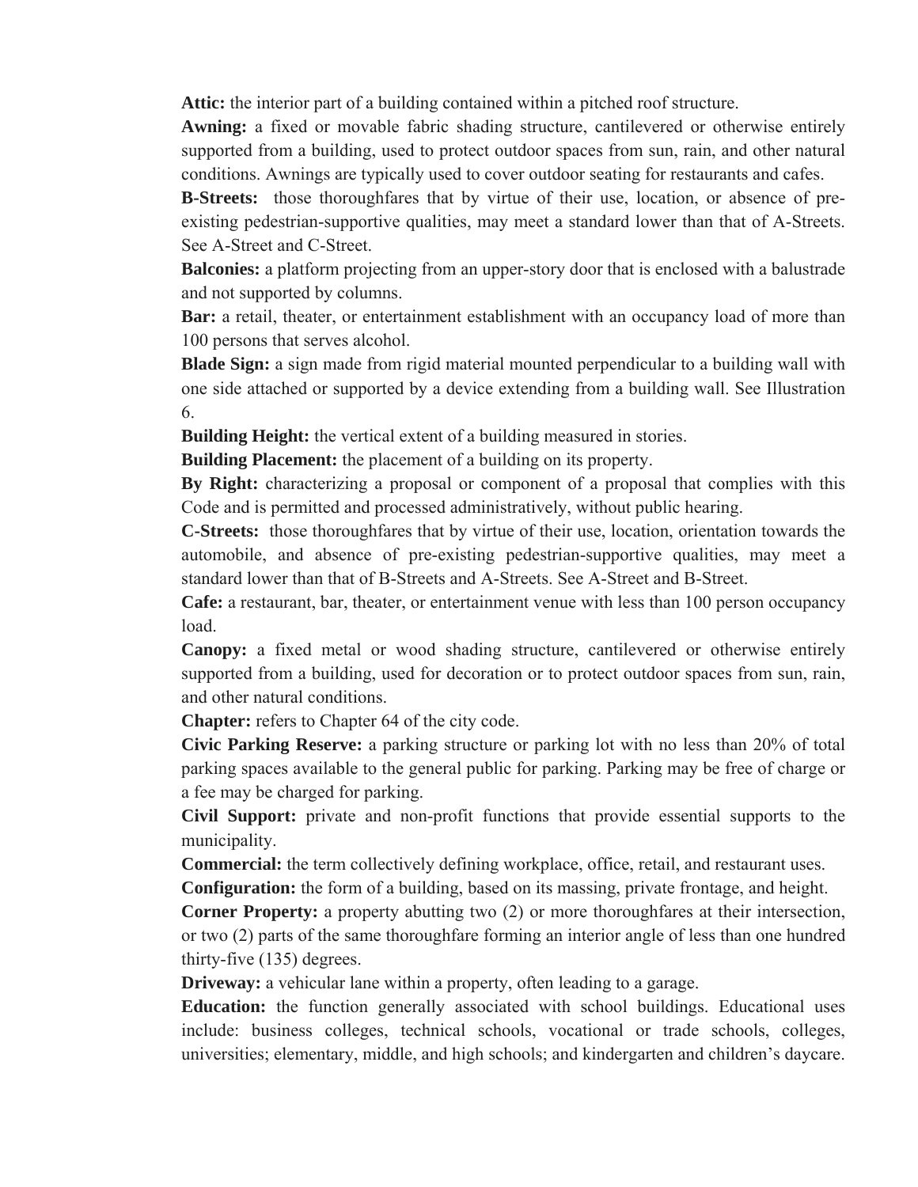**Attic:** the interior part of a building contained within a pitched roof structure.

**Awning:** a fixed or movable fabric shading structure, cantilevered or otherwise entirely supported from a building, used to protect outdoor spaces from sun, rain, and other natural conditions. Awnings are typically used to cover outdoor seating for restaurants and cafes.

**B-Streets:** those thoroughfares that by virtue of their use, location, or absence of pre-existing pedestrian-supportive qualities, may meet a standard lower than that of A-Streets. See A-Street and C-Street.

**Balconies:** a platform projecting from an upper-story door that is enclosed with a balustrade and not supported by columns.

**Bar:** a retail, theater, or entertainment establishment with an occupancy load of more than 100 persons that serves alcohol.

**Blade Sign:** a sign made from rigid material mounted perpendicular to a building wall with one side attached or supported by a device extending from a building wall. See Illustration 6.

**Building Height:** the vertical extent of a building measured in stories.

**Building Placement:** the placement of a building on its property.

**By Right:** characterizing a proposal or component of a proposal that complies with this Code and is permitted and processed administratively, without public hearing.

**C-Streets:** those thoroughfares that by virtue of their use, location, orientation towards the automobile, and absence of pre-existing pedestrian-supportive qualities, may meet a standard lower than that of B-Streets and A-Streets. See A-Street and B-Street.

**Cafe:** a restaurant, bar, theater, or entertainment venue with less than 100 person occupancy load.

**Canopy:** a fixed metal or wood shading structure, cantilevered or otherwise entirely supported from a building, used for decoration or to protect outdoor spaces from sun, rain, and other natural conditions.

**Chapter:** refers to Chapter 64 of the city code.

**Civic Parking Reserve:** a parking structure or parking lot with no less than 20% of total parking spaces available to the general public for parking. Parking may be free of charge or a fee may be charged for parking.

**Civil Support:** private and non-profit functions that provide essential supports to the municipality.

**Commercial:** the term collectively defining workplace, office, retail, and restaurant uses.

**Configuration:** the form of a building, based on its massing, private frontage, and height.

**Corner Property:** a property abutting two (2) or more thoroughfares at their intersection, or two (2) parts of the same thoroughfare forming an interior angle of less than one hundred thirty-five (135) degrees.

**Driveway:** a vehicular lane within a property, often leading to a garage.

**Education:** the function generally associated with school buildings. Educational uses include: business colleges, technical schools, vocational or trade schools, colleges, universities; elementary, middle, and high schools; and kindergarten and children's daycare.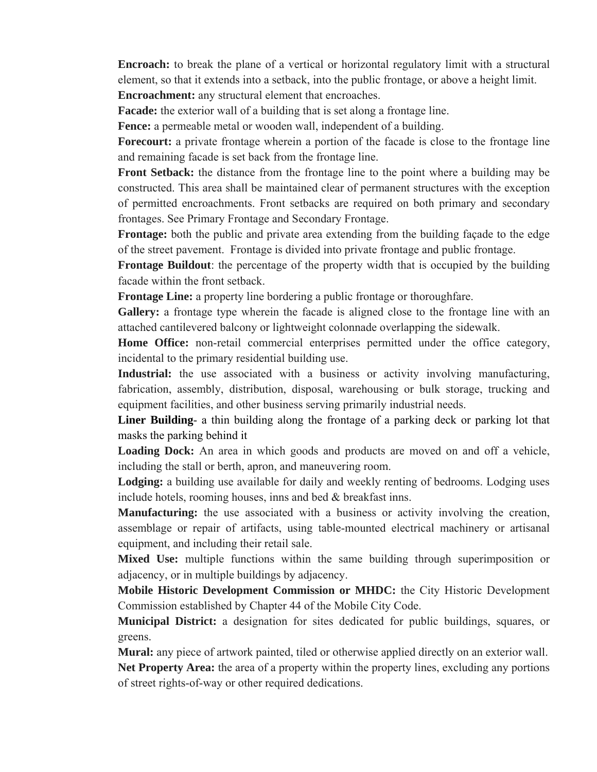**Encroach:** to break the plane of a vertical or horizontal regulatory limit with a structural element, so that it extends into a setback, into the public frontage, or above a height limit.

**Encroachment:** any structural element that encroaches.

**Facade:** the exterior wall of a building that is set along a frontage line.

**Fence:** a permeable metal or wooden wall, independent of a building.

**Forecourt:** a private frontage wherein a portion of the facade is close to the frontage line and remaining facade is set back from the frontage line.

**Front Setback:** the distance from the frontage line to the point where a building may be constructed. This area shall be maintained clear of permanent structures with the exception of permitted encroachments. Front setbacks are required on both primary and secondary frontages. See Primary Frontage and Secondary Frontage.

**Frontage:** both the public and private area extending from the building façade to the edge of the street pavement. Frontage is divided into private frontage and public frontage.

**Frontage Buildout**: the percentage of the property width that is occupied by the building facade within the front setback.

**Frontage Line:** a property line bordering a public frontage or thoroughfare.

**Gallery:** a frontage type wherein the facade is aligned close to the frontage line with an attached cantilevered balcony or lightweight colonnade overlapping the sidewalk.

**Home Office:** non-retail commercial enterprises permitted under the office category, incidental to the primary residential building use.

**Industrial:** the use associated with a business or activity involving manufacturing, fabrication, assembly, distribution, disposal, warehousing or bulk storage, trucking and equipment facilities, and other business serving primarily industrial needs.

**Liner Building**- a thin building along the frontage of a parking deck or parking lot that masks the parking behind it

**Loading Dock:** An area in which goods and products are moved on and off a vehicle, including the stall or berth, apron, and maneuvering room.

**Lodging:** a building use available for daily and weekly renting of bedrooms. Lodging uses include hotels, rooming houses, inns and bed & breakfast inns.

**Manufacturing:** the use associated with a business or activity involving the creation, assemblage or repair of artifacts, using table-mounted electrical machinery or artisanal equipment, and including their retail sale.

**Mixed Use:** multiple functions within the same building through superimposition or adjacency, or in multiple buildings by adjacency.

**Mobile Historic Development Commission or MHDC:** the City Historic Development Commission established by Chapter 44 of the Mobile City Code.

**Municipal District:** a designation for sites dedicated for public buildings, squares, or greens.

**Mural:** any piece of artwork painted, tiled or otherwise applied directly on an exterior wall.

**Net Property Area:** the area of a property within the property lines, excluding any portions of street rights-of-way or other required dedications.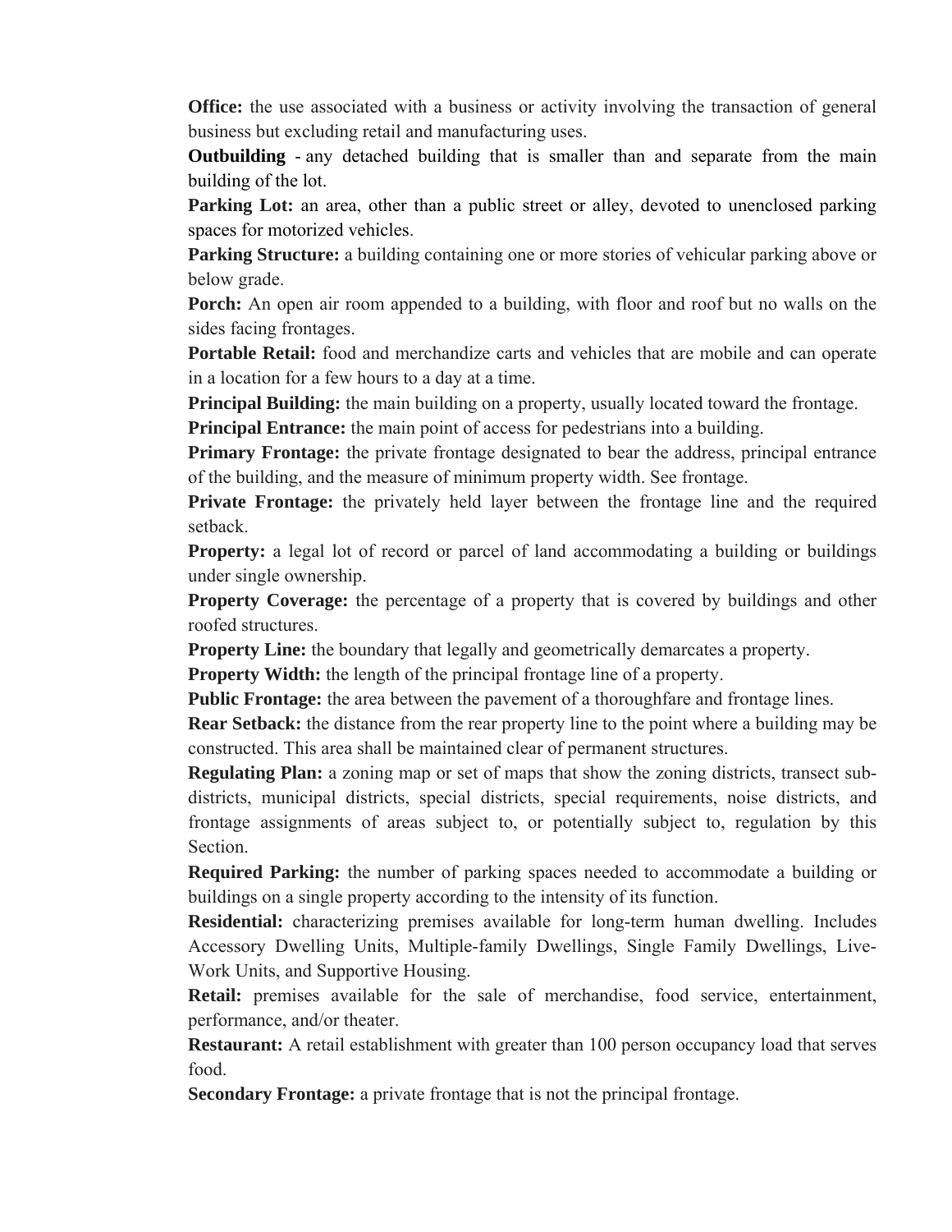**Office:** the use associated with a business or activity involving the transaction of general business but excluding retail and manufacturing uses.

**Outbuilding** - any detached building that is smaller than and separate from the main building of the lot.

**Parking Lot:** an area, other than a public street or alley, devoted to unenclosed parking spaces for motorized vehicles.

**Parking Structure:** a building containing one or more stories of vehicular parking above or below grade.

**Porch:** An open air room appended to a building, with floor and roof but no walls on the sides facing frontages.

**Portable Retail:** food and merchandize carts and vehicles that are mobile and can operate in a location for a few hours to a day at a time.

**Principal Building:** the main building on a property, usually located toward the frontage.

**Principal Entrance:** the main point of access for pedestrians into a building.

**Primary Frontage:** the private frontage designated to bear the address, principal entrance of the building, and the measure of minimum property width. See frontage.

**Private Frontage:** the privately held layer between the frontage line and the required setback.

**Property:** a legal lot of record or parcel of land accommodating a building or buildings under single ownership.

**Property Coverage:** the percentage of a property that is covered by buildings and other roofed structures.

**Property Line:** the boundary that legally and geometrically demarcates a property.

**Property Width:** the length of the principal frontage line of a property.

**Public Frontage:** the area between the pavement of a thoroughfare and frontage lines.

**Rear Setback:** the distance from the rear property line to the point where a building may be constructed. This area shall be maintained clear of permanent structures.

**Regulating Plan:** a zoning map or set of maps that show the zoning districts, transect sub-districts, municipal districts, special districts, special requirements, noise districts, and frontage assignments of areas subject to, or potentially subject to, regulation by this Section.

**Required Parking:** the number of parking spaces needed to accommodate a building or buildings on a single property according to the intensity of its function.

**Residential:** characterizing premises available for long-term human dwelling. Includes Accessory Dwelling Units, Multiple-family Dwellings, Single Family Dwellings, Live-Work Units, and Supportive Housing.

**Retail:** premises available for the sale of merchandise, food service, entertainment, performance, and/or theater.

**Restaurant:** A retail establishment with greater than 100 person occupancy load that serves food.

**Secondary Frontage:** a private frontage that is not the principal frontage.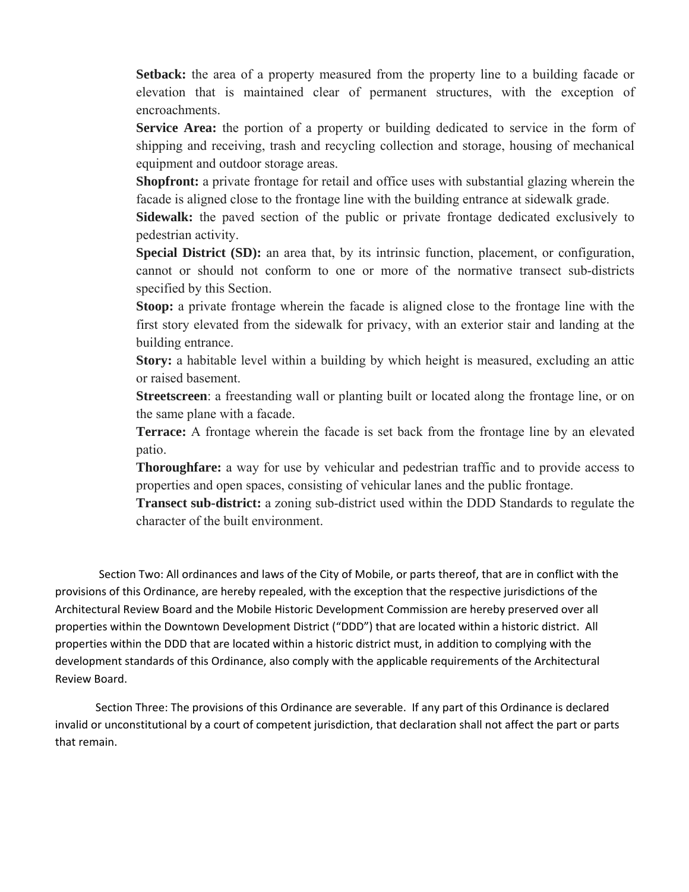**Setback:** the area of a property measured from the property line to a building facade or elevation that is maintained clear of permanent structures, with the exception of encroachments.

**Service Area:** the portion of a property or building dedicated to service in the form of shipping and receiving, trash and recycling collection and storage, housing of mechanical equipment and outdoor storage areas.

**Shopfront:** a private frontage for retail and office uses with substantial glazing wherein the facade is aligned close to the frontage line with the building entrance at sidewalk grade.

**Sidewalk:** the paved section of the public or private frontage dedicated exclusively to pedestrian activity.

**Special District (SD):** an area that, by its intrinsic function, placement, or configuration, cannot or should not conform to one or more of the normative transect sub-districts specified by this Section.

**Stoop:** a private frontage wherein the facade is aligned close to the frontage line with the first story elevated from the sidewalk for privacy, with an exterior stair and landing at the building entrance.

**Story:** a habitable level within a building by which height is measured, excluding an attic or raised basement.

**Streetscreen**: a freestanding wall or planting built or located along the frontage line, or on the same plane with a facade.

**Terrace:** A frontage wherein the facade is set back from the frontage line by an elevated patio.

**Thoroughfare:** a way for use by vehicular and pedestrian traffic and to provide access to properties and open spaces, consisting of vehicular lanes and the public frontage.

**Transect sub-district:** a zoning sub-district used within the DDD Standards to regulate the character of the built environment.

Section Two: All ordinances and laws of the City of Mobile, or parts thereof, that are in conflict with the provisions of this Ordinance, are hereby repealed, with the exception that the respective jurisdictions of the Architectural Review Board and the Mobile Historic Development Commission are hereby preserved over all properties within the Downtown Development District ("DDD") that are located within a historic district. All properties within the DDD that are located within a historic district must, in addition to complying with the development standards of this Ordinance, also comply with the applicable requirements of the Architectural Review Board.

Section Three: The provisions of this Ordinance are severable. If any part of this Ordinance is declared invalid or unconstitutional by a court of competent jurisdiction, that declaration shall not affect the part or parts that remain.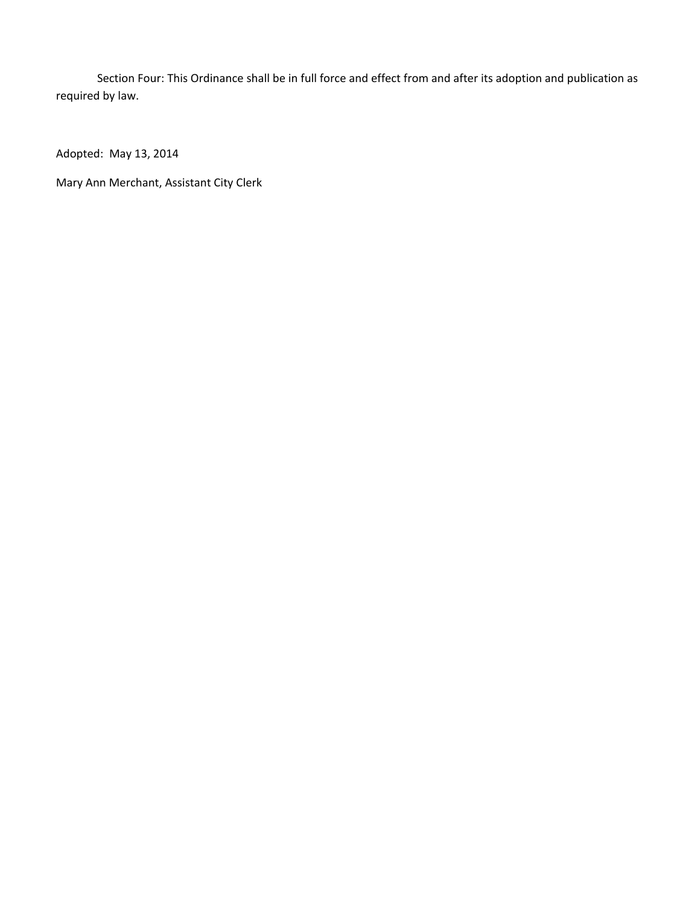Section Four: This Ordinance shall be in full force and effect from and after its adoption and publication as required by law.

Adopted: May 13, 2014

Mary Ann Merchant, Assistant City Clerk